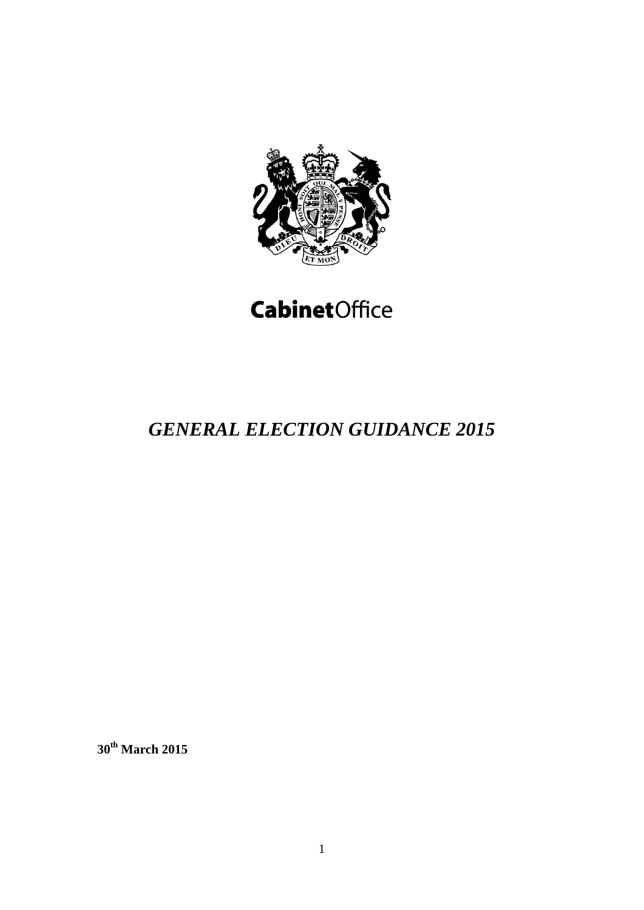Cabinet Office

# *GENERAL ELECTION GUIDANCE 2015*

**30th March 2015**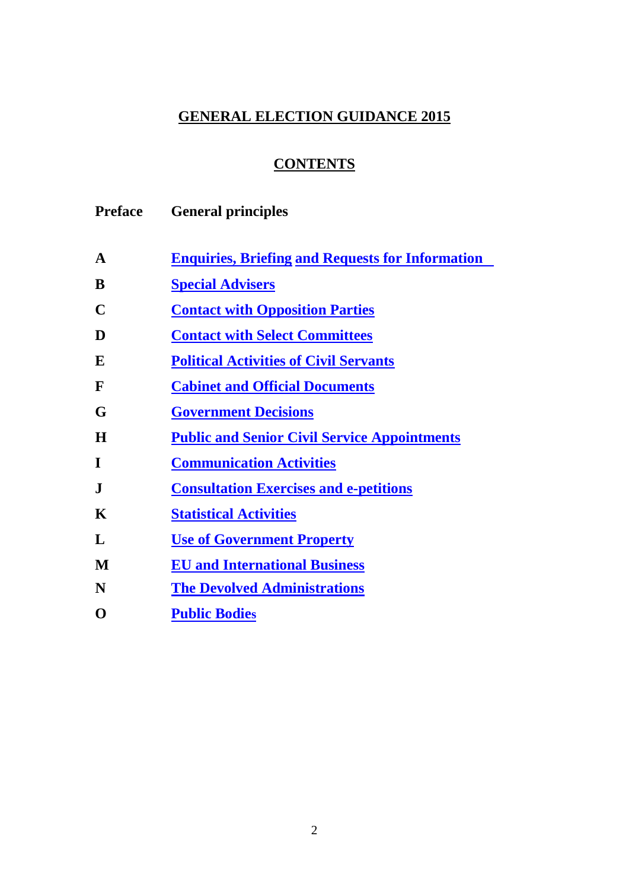# GENERAL ELECTION GUIDANCE 2015

## CONTENTS

| | |
|---|---|
| **Preface** | **General principles** |
| **A** | **Enquiries, Briefing and Requests for Information** |
| **B** | **Special Advisers** |
| **C** | **Contact with Opposition Parties** |
| **D** | **Contact with Select Committees** |
| **E** | **Political Activities of Civil Servants** |
| **F** | **Cabinet and Official Documents** |
| **G** | **Government Decisions** |
| **H** | **Public and Senior Civil Service Appointments** |
| **I** | **Communication Activities** |
| **J** | **Consultation Exercises and e-petitions** |
| **K** | **Statistical Activities** |
| **L** | **Use of Government Property** |
| **M** | **EU and International Business** |
| **N** | **The Devolved Administrations** |
| **O** | **Public Bodies** |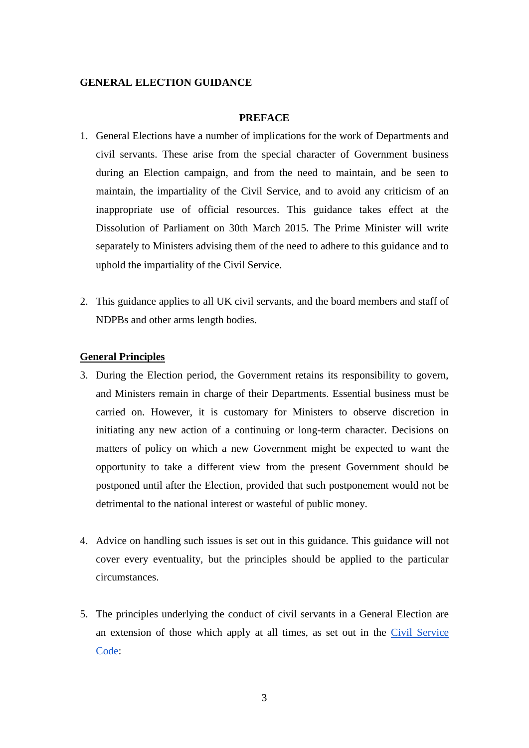**GENERAL ELECTION GUIDANCE**

## PREFACE

1. General Elections have a number of implications for the work of Departments and civil servants. These arise from the special character of Government business during an Election campaign, and from the need to maintain, and be seen to maintain, the impartiality of the Civil Service, and to avoid any criticism of an inappropriate use of official resources. This guidance takes effect at the Dissolution of Parliament on 30th March 2015. The Prime Minister will write separately to Ministers advising them of the need to adhere to this guidance and to uphold the impartiality of the Civil Service.

2. This guidance applies to all UK civil servants, and the board members and staff of NDPBs and other arms length bodies.

### General Principles

3. During the Election period, the Government retains its responsibility to govern, and Ministers remain in charge of their Departments. Essential business must be carried on. However, it is customary for Ministers to observe discretion in initiating any new action of a continuing or long-term character. Decisions on matters of policy on which a new Government might be expected to want the opportunity to take a different view from the present Government should be postponed until after the Election, provided that such postponement would not be detrimental to the national interest or wasteful of public money.

4. Advice on handling such issues is set out in this guidance. This guidance will not cover every eventuality, but the principles should be applied to the particular circumstances.

5. The principles underlying the conduct of civil servants in a General Election are an extension of those which apply at all times, as set out in the Civil Service Code: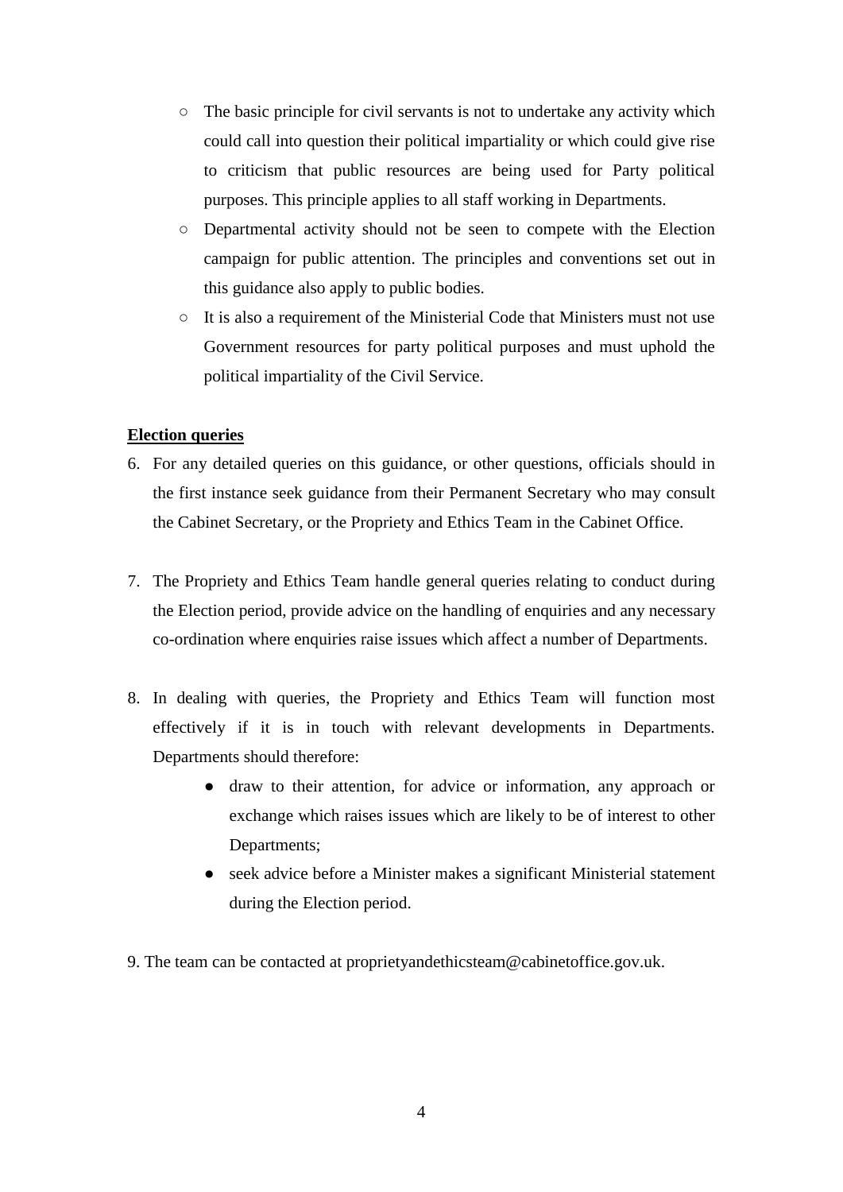- The basic principle for civil servants is not to undertake any activity which could call into question their political impartiality or which could give rise to criticism that public resources are being used for Party political purposes. This principle applies to all staff working in Departments.
- Departmental activity should not be seen to compete with the Election campaign for public attention. The principles and conventions set out in this guidance also apply to public bodies.
- It is also a requirement of the Ministerial Code that Ministers must not use Government resources for party political purposes and must uphold the political impartiality of the Civil Service.

**Election queries**

6. For any detailed queries on this guidance, or other questions, officials should in the first instance seek guidance from their Permanent Secretary who may consult the Cabinet Secretary, or the Propriety and Ethics Team in the Cabinet Office.

7. The Propriety and Ethics Team handle general queries relating to conduct during the Election period, provide advice on the handling of enquiries and any necessary co-ordination where enquiries raise issues which affect a number of Departments.

8. In dealing with queries, the Propriety and Ethics Team will function most effectively if it is in touch with relevant developments in Departments. Departments should therefore:
    - draw to their attention, for advice or information, any approach or exchange which raises issues which are likely to be of interest to other Departments;
    - seek advice before a Minister makes a significant Ministerial statement during the Election period.

9. The team can be contacted at proprietyandethicsteam@cabinetoffice.gov.uk.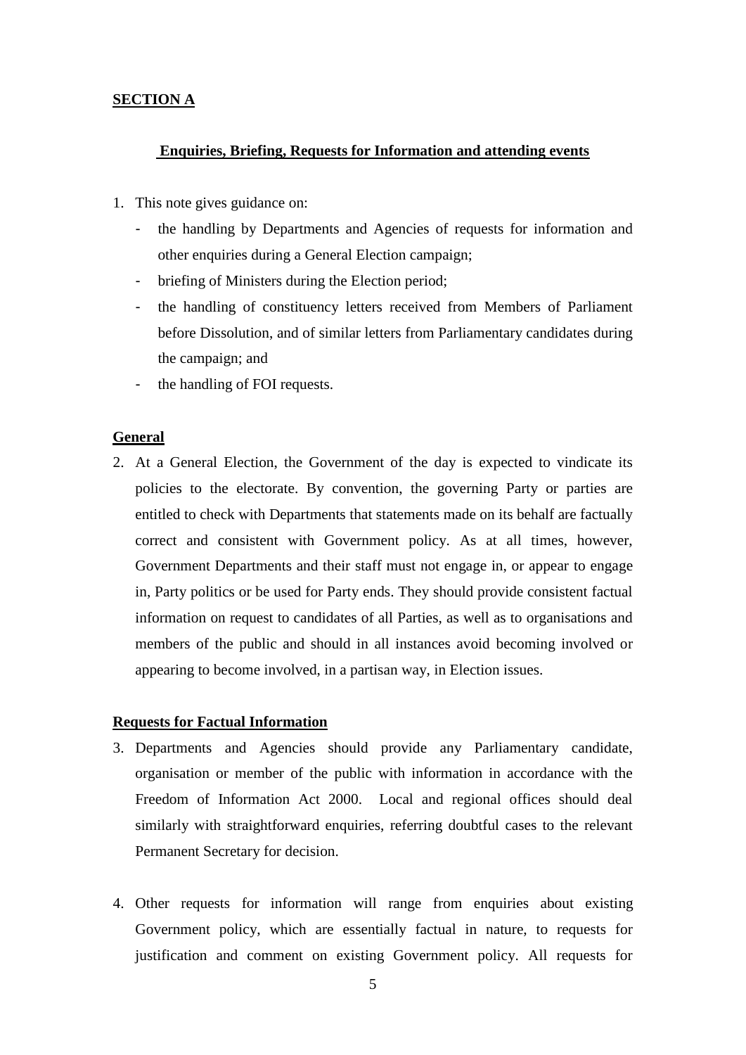## SECTION A

### Enquiries, Briefing, Requests for Information and attending events

1. This note gives guidance on:
   - the handling by Departments and Agencies of requests for information and other enquiries during a General Election campaign;
   - briefing of Ministers during the Election period;
   - the handling of constituency letters received from Members of Parliament before Dissolution, and of similar letters from Parliamentary candidates during the campaign; and
   - the handling of FOI requests.

**General**

2. At a General Election, the Government of the day is expected to vindicate its policies to the electorate. By convention, the governing Party or parties are entitled to check with Departments that statements made on its behalf are factually correct and consistent with Government policy. As at all times, however, Government Departments and their staff must not engage in, or appear to engage in, Party politics or be used for Party ends. They should provide consistent factual information on request to candidates of all Parties, as well as to organisations and members of the public and should in all instances avoid becoming involved or appearing to become involved, in a partisan way, in Election issues.

**Requests for Factual Information**

3. Departments and Agencies should provide any Parliamentary candidate, organisation or member of the public with information in accordance with the Freedom of Information Act 2000. Local and regional offices should deal similarly with straightforward enquiries, referring doubtful cases to the relevant Permanent Secretary for decision.

4. Other requests for information will range from enquiries about existing Government policy, which are essentially factual in nature, to requests for justification and comment on existing Government policy. All requests for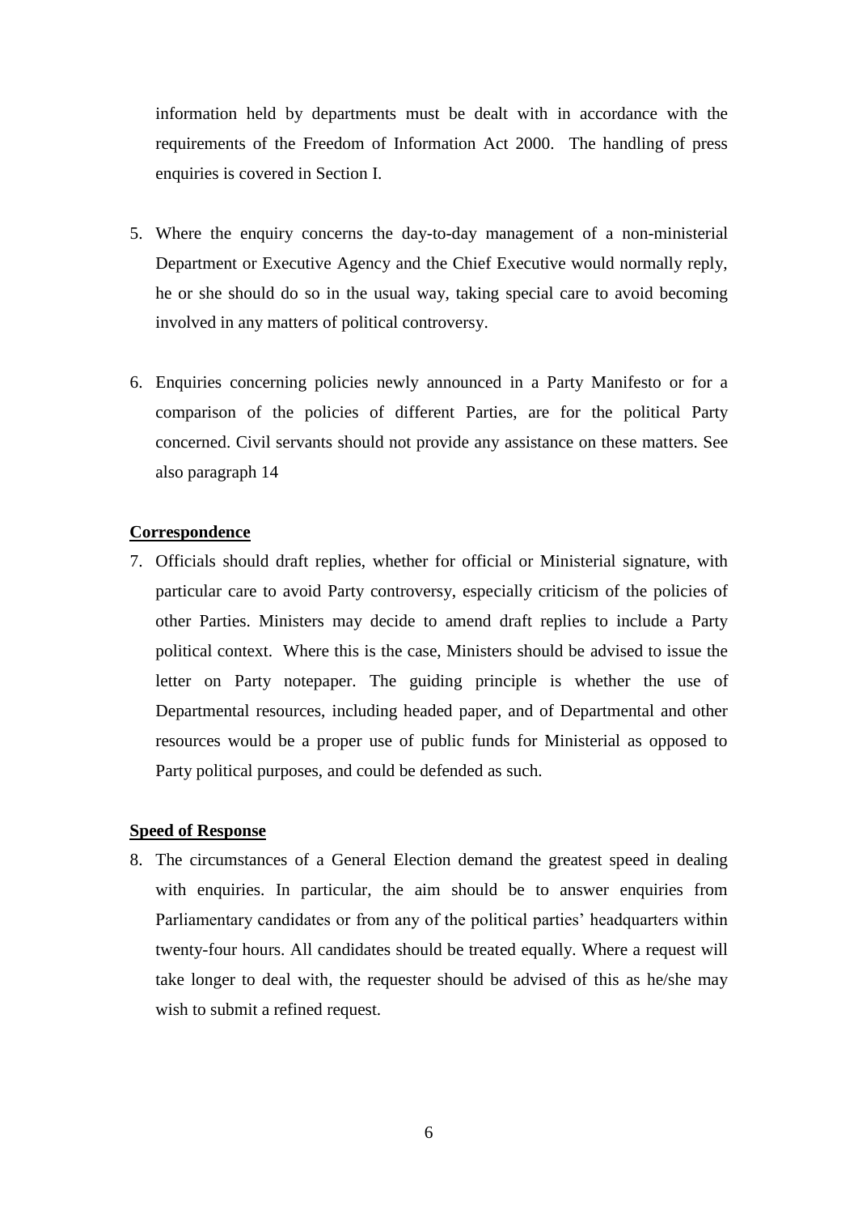information held by departments must be dealt with in accordance with the requirements of the Freedom of Information Act 2000. The handling of press enquiries is covered in Section I.

5. Where the enquiry concerns the day-to-day management of a non-ministerial Department or Executive Agency and the Chief Executive would normally reply, he or she should do so in the usual way, taking special care to avoid becoming involved in any matters of political controversy.

6. Enquiries concerning policies newly announced in a Party Manifesto or for a comparison of the policies of different Parties, are for the political Party concerned. Civil servants should not provide any assistance on these matters. See also paragraph 14

**Correspondence**

7. Officials should draft replies, whether for official or Ministerial signature, with particular care to avoid Party controversy, especially criticism of the policies of other Parties. Ministers may decide to amend draft replies to include a Party political context. Where this is the case, Ministers should be advised to issue the letter on Party notepaper. The guiding principle is whether the use of Departmental resources, including headed paper, and of Departmental and other resources would be a proper use of public funds for Ministerial as opposed to Party political purposes, and could be defended as such.

**Speed of Response**

8. The circumstances of a General Election demand the greatest speed in dealing with enquiries. In particular, the aim should be to answer enquiries from Parliamentary candidates or from any of the political parties' headquarters within twenty-four hours. All candidates should be treated equally. Where a request will take longer to deal with, the requester should be advised of this as he/she may wish to submit a refined request.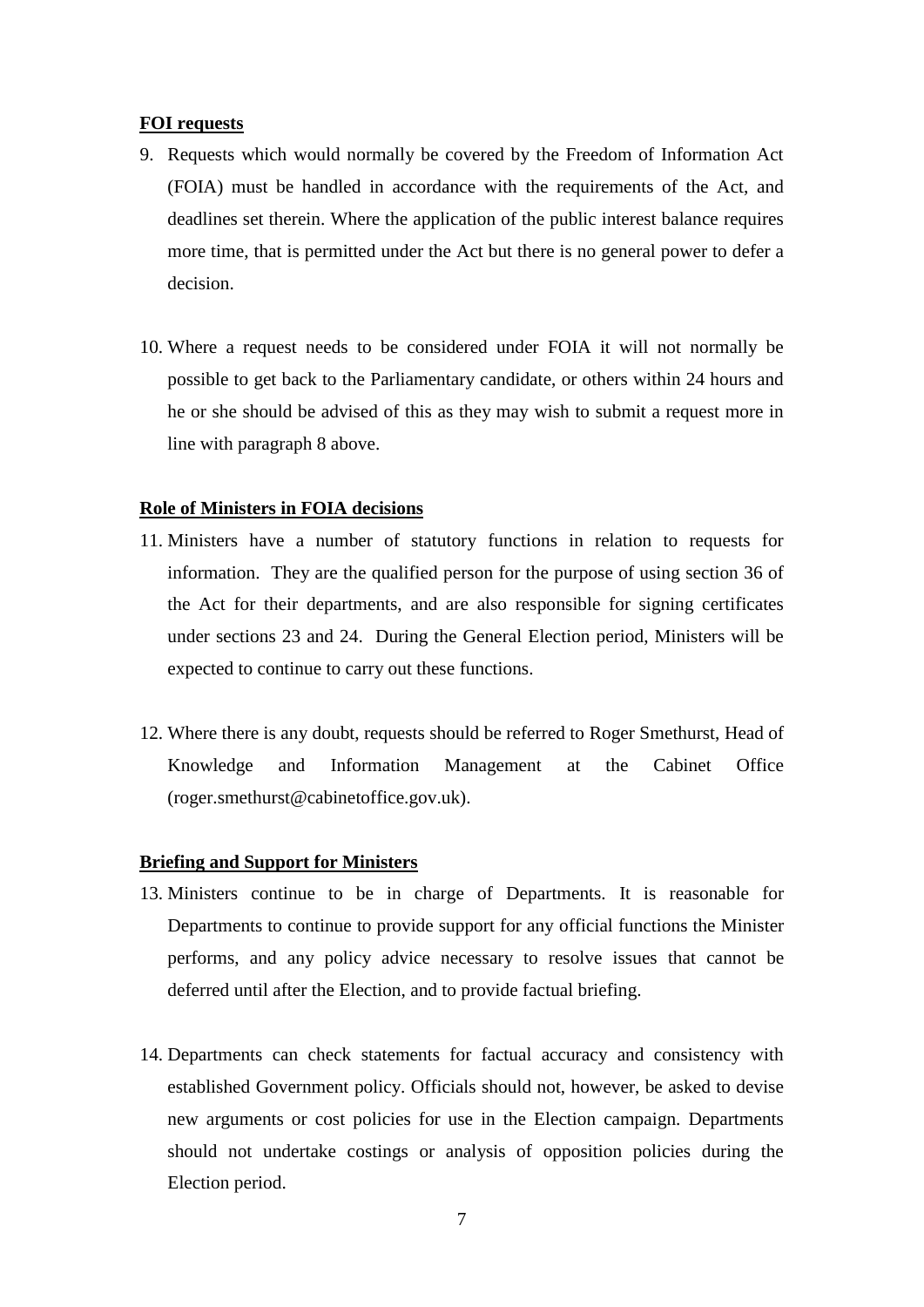**FOI requests**

9. Requests which would normally be covered by the Freedom of Information Act (FOIA) must be handled in accordance with the requirements of the Act, and deadlines set therein. Where the application of the public interest balance requires more time, that is permitted under the Act but there is no general power to defer a decision.

10. Where a request needs to be considered under FOIA it will not normally be possible to get back to the Parliamentary candidate, or others within 24 hours and he or she should be advised of this as they may wish to submit a request more in line with paragraph 8 above.

**Role of Ministers in FOIA decisions**

11. Ministers have a number of statutory functions in relation to requests for information. They are the qualified person for the purpose of using section 36 of the Act for their departments, and are also responsible for signing certificates under sections 23 and 24. During the General Election period, Ministers will be expected to continue to carry out these functions.

12. Where there is any doubt, requests should be referred to Roger Smethurst, Head of Knowledge and Information Management at the Cabinet Office (roger.smethurst@cabinetoffice.gov.uk).

**Briefing and Support for Ministers**

13. Ministers continue to be in charge of Departments. It is reasonable for Departments to continue to provide support for any official functions the Minister performs, and any policy advice necessary to resolve issues that cannot be deferred until after the Election, and to provide factual briefing.

14. Departments can check statements for factual accuracy and consistency with established Government policy. Officials should not, however, be asked to devise new arguments or cost policies for use in the Election campaign. Departments should not undertake costings or analysis of opposition policies during the Election period.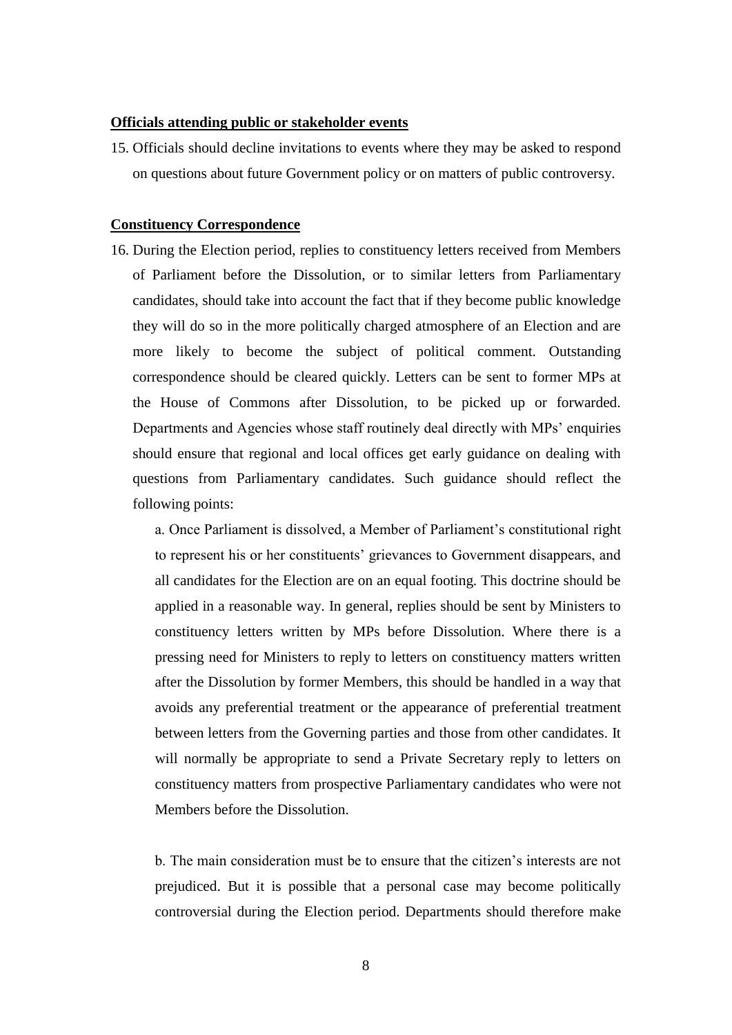**Officials attending public or stakeholder events**

15. Officials should decline invitations to events where they may be asked to respond on questions about future Government policy or on matters of public controversy.

**Constituency Correspondence**

16. During the Election period, replies to constituency letters received from Members of Parliament before the Dissolution, or to similar letters from Parliamentary candidates, should take into account the fact that if they become public knowledge they will do so in the more politically charged atmosphere of an Election and are more likely to become the subject of political comment. Outstanding correspondence should be cleared quickly. Letters can be sent to former MPs at the House of Commons after Dissolution, to be picked up or forwarded. Departments and Agencies whose staff routinely deal directly with MPs' enquiries should ensure that regional and local offices get early guidance on dealing with questions from Parliamentary candidates. Such guidance should reflect the following points:

    a. Once Parliament is dissolved, a Member of Parliament's constitutional right to represent his or her constituents' grievances to Government disappears, and all candidates for the Election are on an equal footing. This doctrine should be applied in a reasonable way. In general, replies should be sent by Ministers to constituency letters written by MPs before Dissolution. Where there is a pressing need for Ministers to reply to letters on constituency matters written after the Dissolution by former Members, this should be handled in a way that avoids any preferential treatment or the appearance of preferential treatment between letters from the Governing parties and those from other candidates. It will normally be appropriate to send a Private Secretary reply to letters on constituency matters from prospective Parliamentary candidates who were not Members before the Dissolution.

    b. The main consideration must be to ensure that the citizen's interests are not prejudiced. But it is possible that a personal case may become politically controversial during the Election period. Departments should therefore make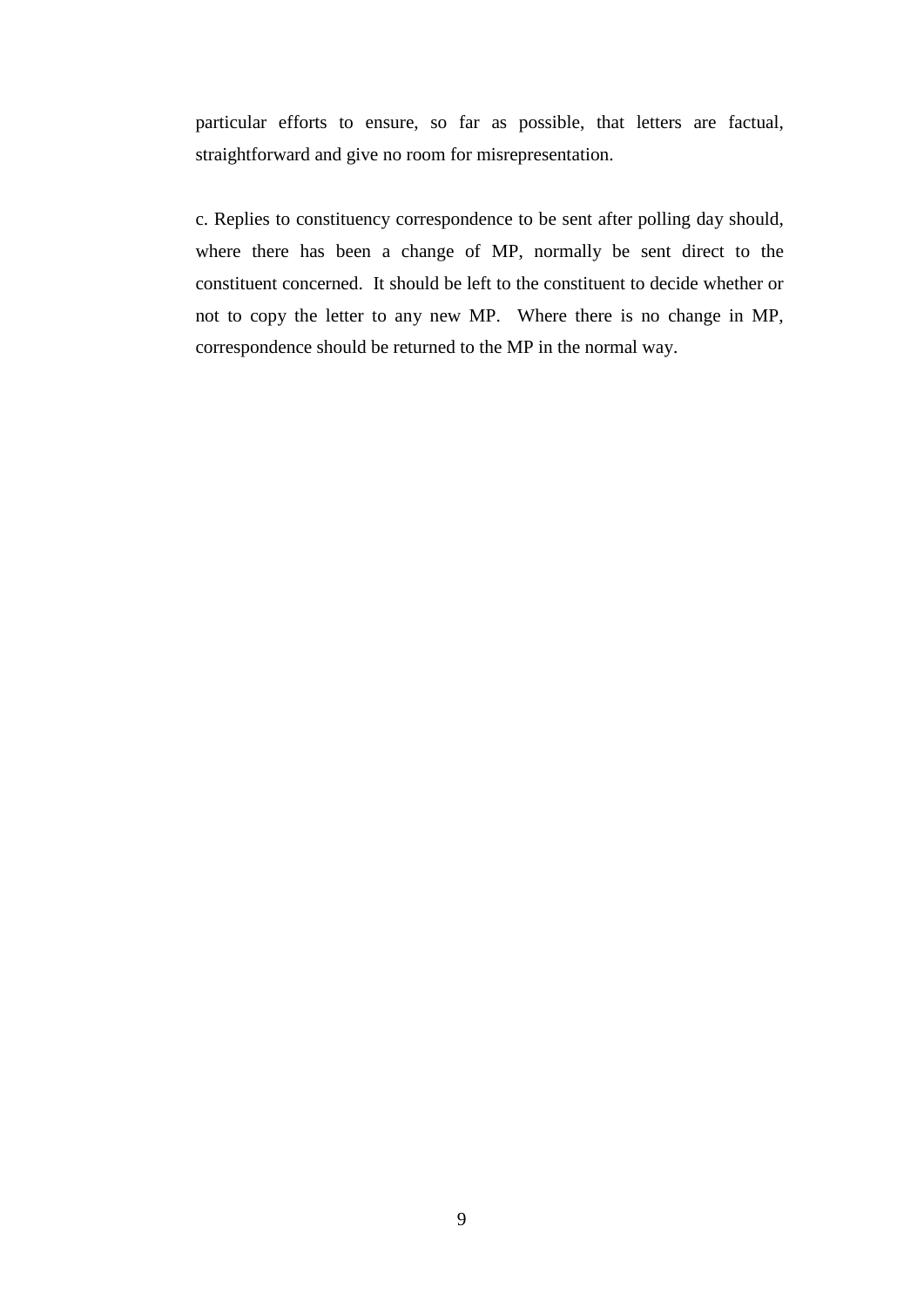particular efforts to ensure, so far as possible, that letters are factual, straightforward and give no room for misrepresentation.

c. Replies to constituency correspondence to be sent after polling day should, where there has been a change of MP, normally be sent direct to the constituent concerned. It should be left to the constituent to decide whether or not to copy the letter to any new MP. Where there is no change in MP, correspondence should be returned to the MP in the normal way.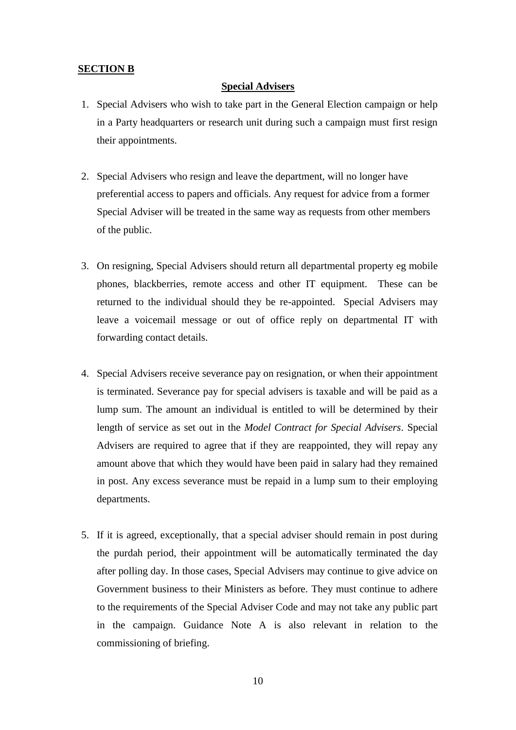## SECTION B

### Special Advisers

1. Special Advisers who wish to take part in the General Election campaign or help in a Party headquarters or research unit during such a campaign must first resign their appointments.

2. Special Advisers who resign and leave the department, will no longer have preferential access to papers and officials. Any request for advice from a former Special Adviser will be treated in the same way as requests from other members of the public.

3. On resigning, Special Advisers should return all departmental property eg mobile phones, blackberries, remote access and other IT equipment. These can be returned to the individual should they be re-appointed. Special Advisers may leave a voicemail message or out of office reply on departmental IT with forwarding contact details.

4. Special Advisers receive severance pay on resignation, or when their appointment is terminated. Severance pay for special advisers is taxable and will be paid as a lump sum. The amount an individual is entitled to will be determined by their length of service as set out in the *Model Contract for Special Advisers*. Special Advisers are required to agree that if they are reappointed, they will repay any amount above that which they would have been paid in salary had they remained in post. Any excess severance must be repaid in a lump sum to their employing departments.

5. If it is agreed, exceptionally, that a special adviser should remain in post during the purdah period, their appointment will be automatically terminated the day after polling day. In those cases, Special Advisers may continue to give advice on Government business to their Ministers as before. They must continue to adhere to the requirements of the Special Adviser Code and may not take any public part in the campaign. Guidance Note A is also relevant in relation to the commissioning of briefing.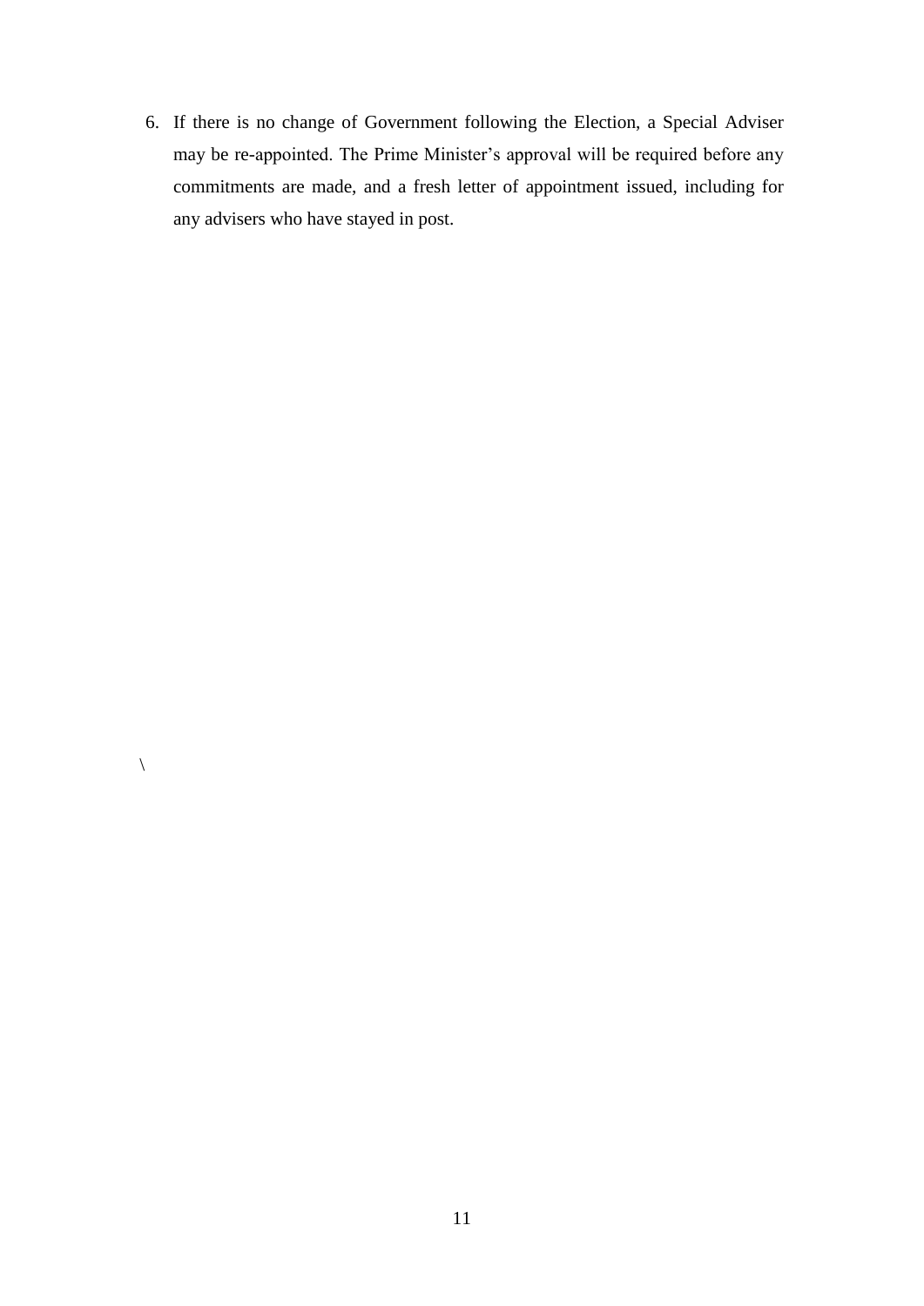6. If there is no change of Government following the Election, a Special Adviser may be re-appointed. The Prime Minister's approval will be required before any commitments are made, and a fresh letter of appointment issued, including for any advisers who have stayed in post.

\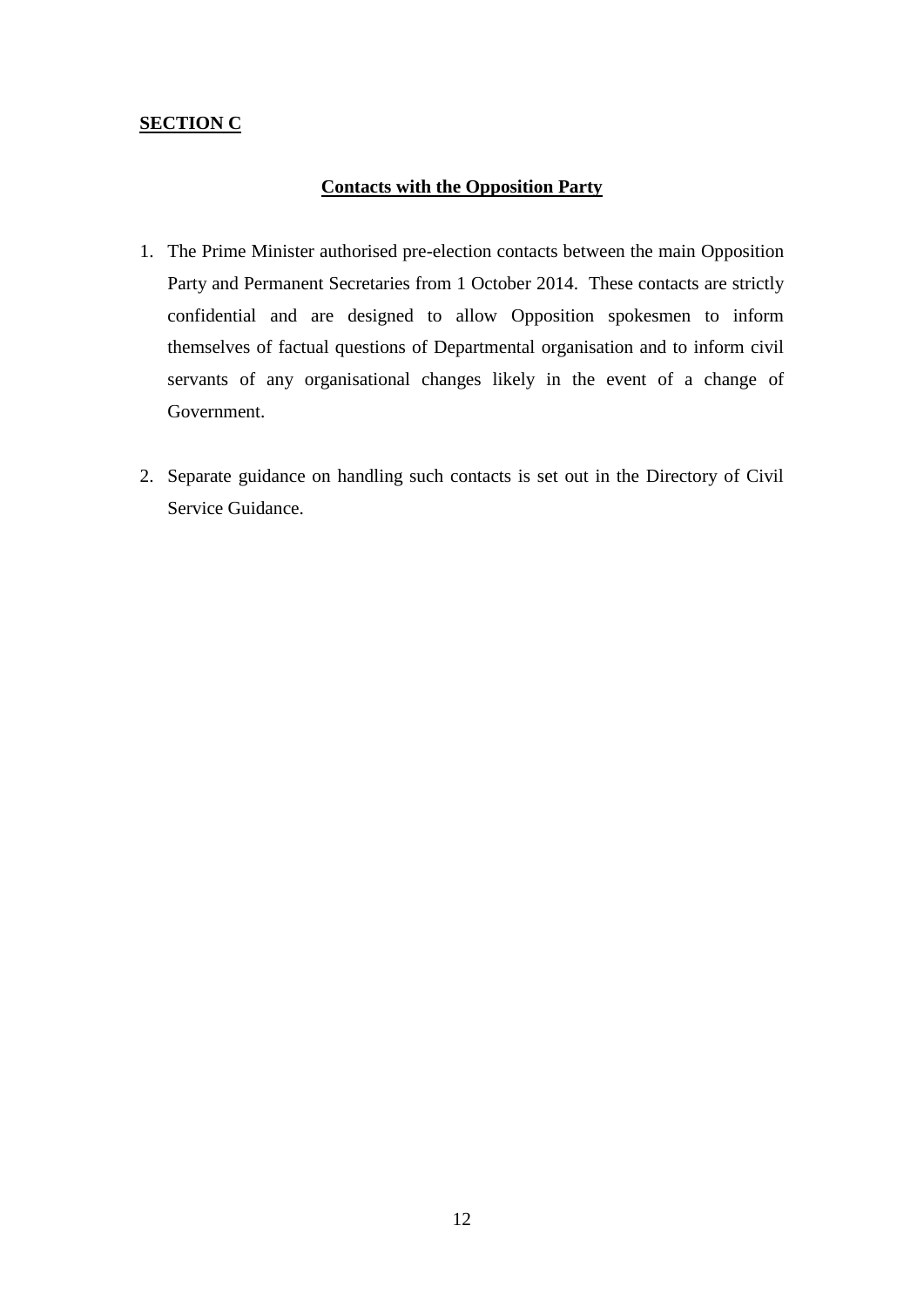**SECTION C**

## Contacts with the Opposition Party

1. The Prime Minister authorised pre-election contacts between the main Opposition Party and Permanent Secretaries from 1 October 2014. These contacts are strictly confidential and are designed to allow Opposition spokesmen to inform themselves of factual questions of Departmental organisation and to inform civil servants of any organisational changes likely in the event of a change of Government.

2. Separate guidance on handling such contacts is set out in the Directory of Civil Service Guidance.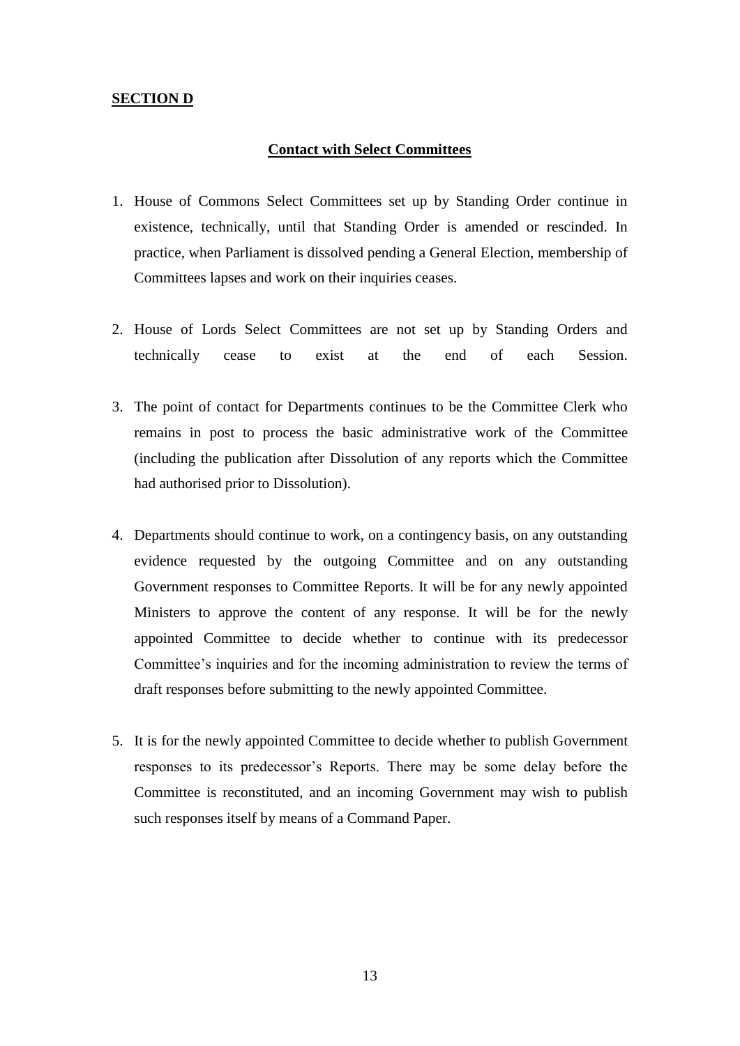**SECTION D**

## Contact with Select Committees

1. House of Commons Select Committees set up by Standing Order continue in existence, technically, until that Standing Order is amended or rescinded. In practice, when Parliament is dissolved pending a General Election, membership of Committees lapses and work on their inquiries ceases.

2. House of Lords Select Committees are not set up by Standing Orders and technically cease to exist at the end of each Session.

3. The point of contact for Departments continues to be the Committee Clerk who remains in post to process the basic administrative work of the Committee (including the publication after Dissolution of any reports which the Committee had authorised prior to Dissolution).

4. Departments should continue to work, on a contingency basis, on any outstanding evidence requested by the outgoing Committee and on any outstanding Government responses to Committee Reports. It will be for any newly appointed Ministers to approve the content of any response. It will be for the newly appointed Committee to decide whether to continue with its predecessor Committee's inquiries and for the incoming administration to review the terms of draft responses before submitting to the newly appointed Committee.

5. It is for the newly appointed Committee to decide whether to publish Government responses to its predecessor's Reports. There may be some delay before the Committee is reconstituted, and an incoming Government may wish to publish such responses itself by means of a Command Paper.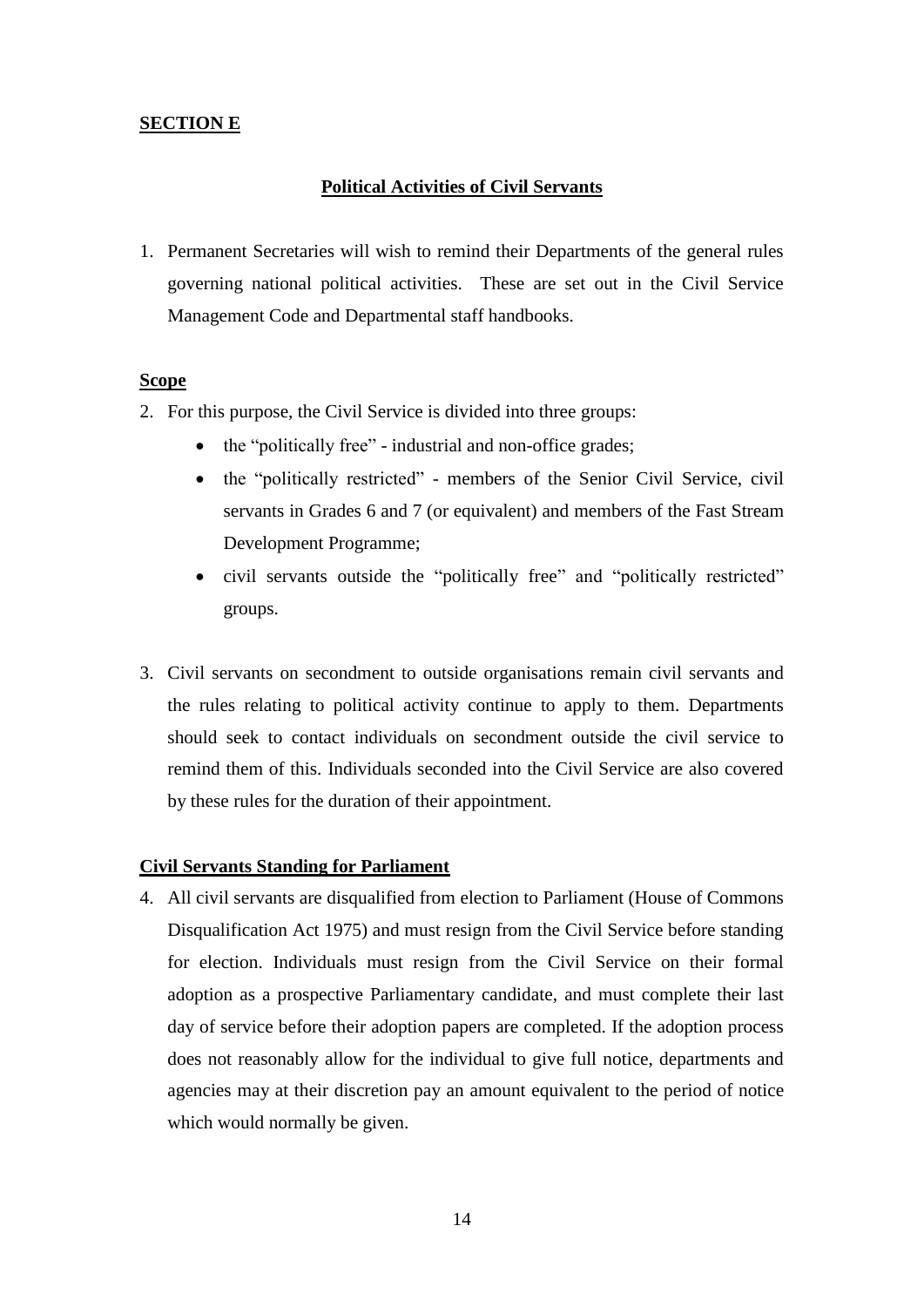## SECTION E

### Political Activities of Civil Servants

1. Permanent Secretaries will wish to remind their Departments of the general rules governing national political activities. These are set out in the Civil Service Management Code and Departmental staff handbooks.

#### Scope

2. For this purpose, the Civil Service is divided into three groups:
   - the "politically free" - industrial and non-office grades;
   - the "politically restricted" - members of the Senior Civil Service, civil servants in Grades 6 and 7 (or equivalent) and members of the Fast Stream Development Programme;
   - civil servants outside the "politically free" and "politically restricted" groups.

3. Civil servants on secondment to outside organisations remain civil servants and the rules relating to political activity continue to apply to them. Departments should seek to contact individuals on secondment outside the civil service to remind them of this. Individuals seconded into the Civil Service are also covered by these rules for the duration of their appointment.

#### Civil Servants Standing for Parliament

4. All civil servants are disqualified from election to Parliament (House of Commons Disqualification Act 1975) and must resign from the Civil Service before standing for election. Individuals must resign from the Civil Service on their formal adoption as a prospective Parliamentary candidate, and must complete their last day of service before their adoption papers are completed. If the adoption process does not reasonably allow for the individual to give full notice, departments and agencies may at their discretion pay an amount equivalent to the period of notice which would normally be given.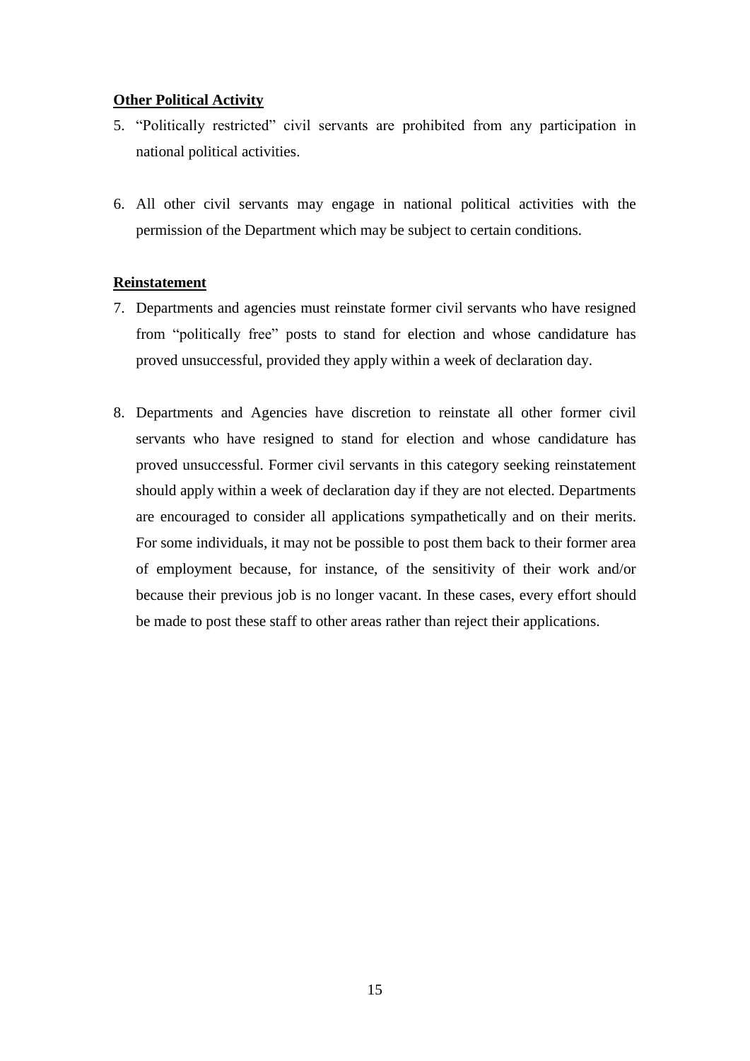**Other Political Activity**

5. "Politically restricted" civil servants are prohibited from any participation in national political activities.

6. All other civil servants may engage in national political activities with the permission of the Department which may be subject to certain conditions.

**Reinstatement**

7. Departments and agencies must reinstate former civil servants who have resigned from "politically free" posts to stand for election and whose candidature has proved unsuccessful, provided they apply within a week of declaration day.

8. Departments and Agencies have discretion to reinstate all other former civil servants who have resigned to stand for election and whose candidature has proved unsuccessful. Former civil servants in this category seeking reinstatement should apply within a week of declaration day if they are not elected. Departments are encouraged to consider all applications sympathetically and on their merits. For some individuals, it may not be possible to post them back to their former area of employment because, for instance, of the sensitivity of their work and/or because their previous job is no longer vacant. In these cases, every effort should be made to post these staff to other areas rather than reject their applications.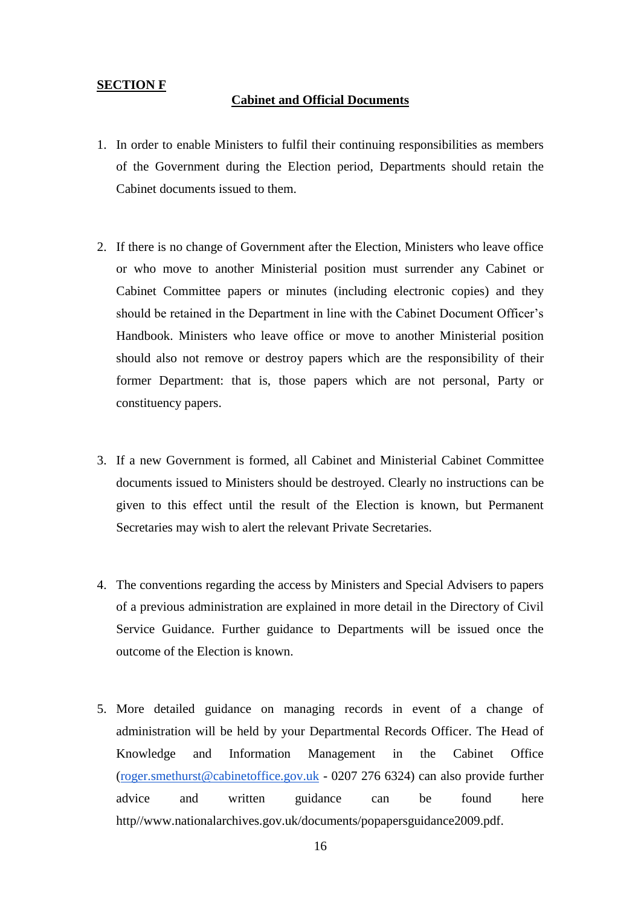**SECTION F**

## Cabinet and Official Documents

1. In order to enable Ministers to fulfil their continuing responsibilities as members of the Government during the Election period, Departments should retain the Cabinet documents issued to them.

2. If there is no change of Government after the Election, Ministers who leave office or who move to another Ministerial position must surrender any Cabinet or Cabinet Committee papers or minutes (including electronic copies) and they should be retained in the Department in line with the Cabinet Document Officer's Handbook. Ministers who leave office or move to another Ministerial position should also not remove or destroy papers which are the responsibility of their former Department: that is, those papers which are not personal, Party or constituency papers.

3. If a new Government is formed, all Cabinet and Ministerial Cabinet Committee documents issued to Ministers should be destroyed. Clearly no instructions can be given to this effect until the result of the Election is known, but Permanent Secretaries may wish to alert the relevant Private Secretaries.

4. The conventions regarding the access by Ministers and Special Advisers to papers of a previous administration are explained in more detail in the Directory of Civil Service Guidance. Further guidance to Departments will be issued once the outcome of the Election is known.

5. More detailed guidance on managing records in event of a change of administration will be held by your Departmental Records Officer. The Head of Knowledge and Information Management in the Cabinet Office (roger.smethurst@cabinetoffice.gov.uk - 0207 276 6324) can also provide further advice and written guidance can be found here http//www.nationalarchives.gov.uk/documents/popapersguidance2009.pdf.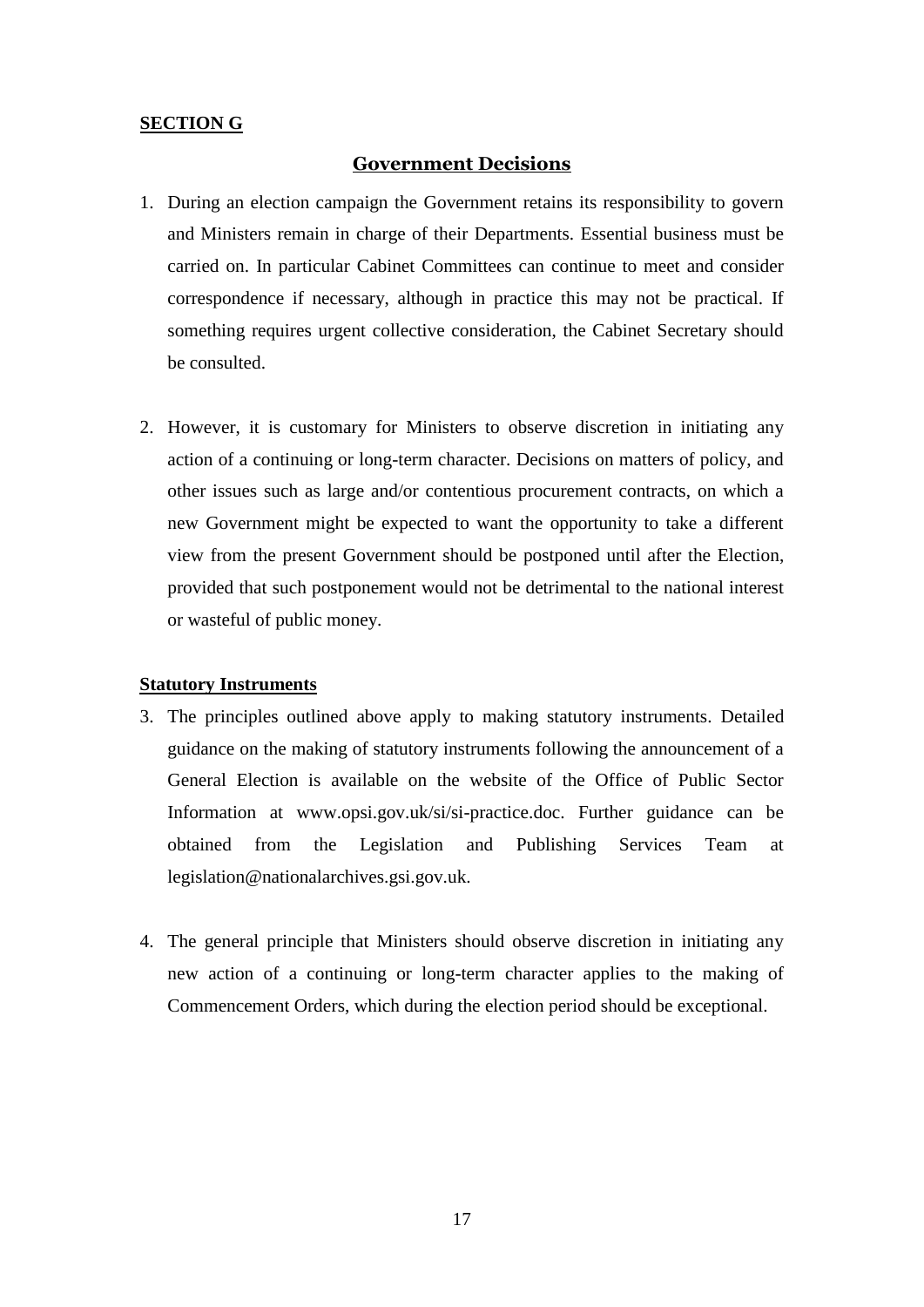**SECTION G**

## Government Decisions

1. During an election campaign the Government retains its responsibility to govern and Ministers remain in charge of their Departments. Essential business must be carried on. In particular Cabinet Committees can continue to meet and consider correspondence if necessary, although in practice this may not be practical. If something requires urgent collective consideration, the Cabinet Secretary should be consulted.

2. However, it is customary for Ministers to observe discretion in initiating any action of a continuing or long-term character. Decisions on matters of policy, and other issues such as large and/or contentious procurement contracts, on which a new Government might be expected to want the opportunity to take a different view from the present Government should be postponed until after the Election, provided that such postponement would not be detrimental to the national interest or wasteful of public money.

**Statutory Instruments**

3. The principles outlined above apply to making statutory instruments. Detailed guidance on the making of statutory instruments following the announcement of a General Election is available on the website of the Office of Public Sector Information at www.opsi.gov.uk/si/si-practice.doc. Further guidance can be obtained from the Legislation and Publishing Services Team at legislation@nationalarchives.gsi.gov.uk.

4. The general principle that Ministers should observe discretion in initiating any new action of a continuing or long-term character applies to the making of Commencement Orders, which during the election period should be exceptional.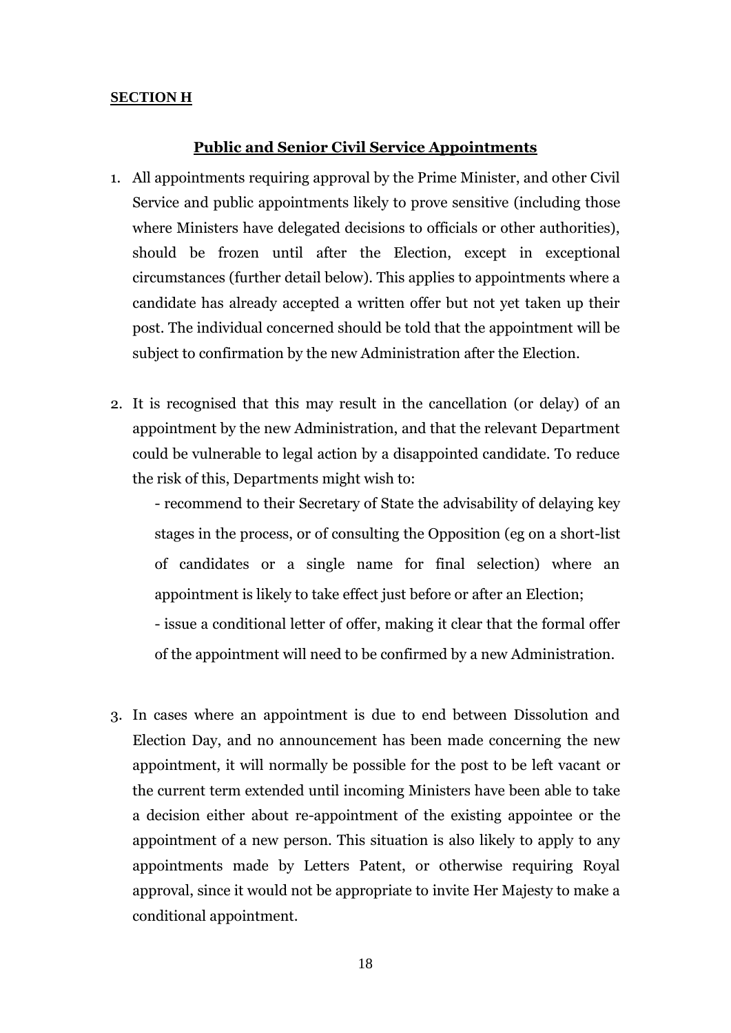**SECTION H**

## Public and Senior Civil Service Appointments

1. All appointments requiring approval by the Prime Minister, and other Civil Service and public appointments likely to prove sensitive (including those where Ministers have delegated decisions to officials or other authorities), should be frozen until after the Election, except in exceptional circumstances (further detail below). This applies to appointments where a candidate has already accepted a written offer but not yet taken up their post. The individual concerned should be told that the appointment will be subject to confirmation by the new Administration after the Election.

2. It is recognised that this may result in the cancellation (or delay) of an appointment by the new Administration, and that the relevant Department could be vulnerable to legal action by a disappointed candidate. To reduce the risk of this, Departments might wish to:

   - recommend to their Secretary of State the advisability of delaying key stages in the process, or of consulting the Opposition (eg on a short-list of candidates or a single name for final selection) where an appointment is likely to take effect just before or after an Election;
   - issue a conditional letter of offer, making it clear that the formal offer of the appointment will need to be confirmed by a new Administration.

3. In cases where an appointment is due to end between Dissolution and Election Day, and no announcement has been made concerning the new appointment, it will normally be possible for the post to be left vacant or the current term extended until incoming Ministers have been able to take a decision either about re-appointment of the existing appointee or the appointment of a new person. This situation is also likely to apply to any appointments made by Letters Patent, or otherwise requiring Royal approval, since it would not be appropriate to invite Her Majesty to make a conditional appointment.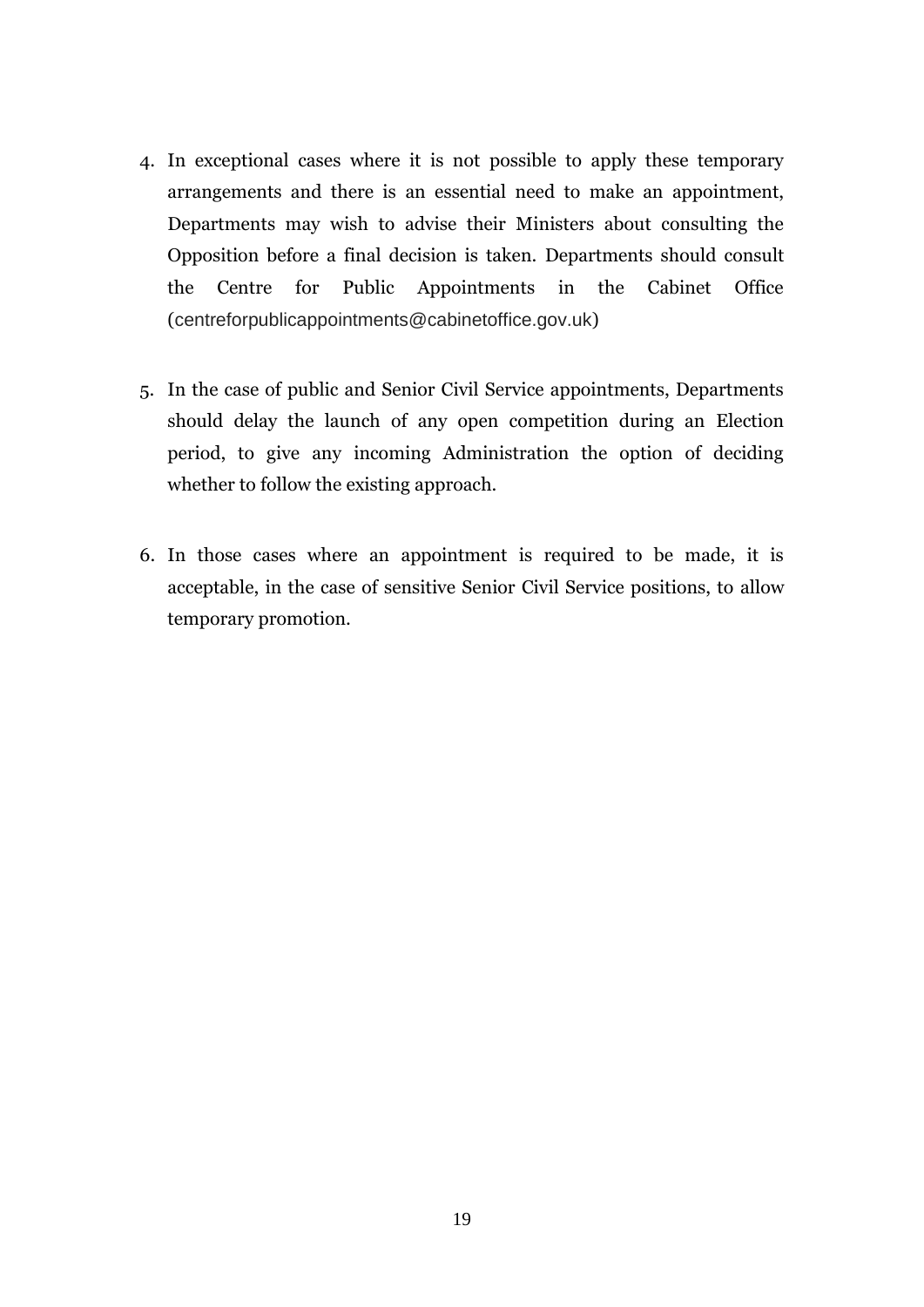4. In exceptional cases where it is not possible to apply these temporary arrangements and there is an essential need to make an appointment, Departments may wish to advise their Ministers about consulting the Opposition before a final decision is taken. Departments should consult the Centre for Public Appointments in the Cabinet Office (centreforpublicappointments@cabinetoffice.gov.uk)

5. In the case of public and Senior Civil Service appointments, Departments should delay the launch of any open competition during an Election period, to give any incoming Administration the option of deciding whether to follow the existing approach.

6. In those cases where an appointment is required to be made, it is acceptable, in the case of sensitive Senior Civil Service positions, to allow temporary promotion.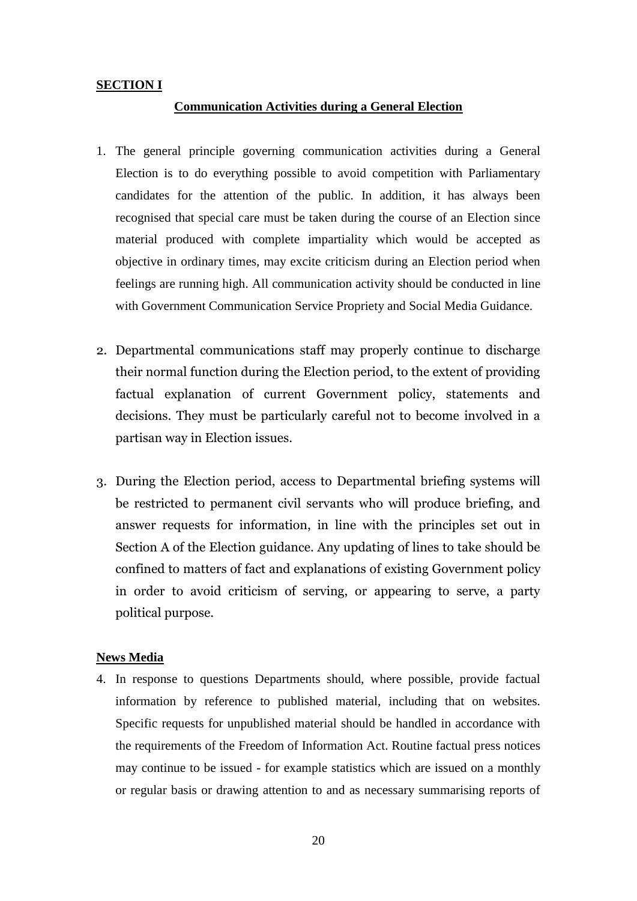**SECTION I**

## Communication Activities during a General Election

1. The general principle governing communication activities during a General Election is to do everything possible to avoid competition with Parliamentary candidates for the attention of the public. In addition, it has always been recognised that special care must be taken during the course of an Election since material produced with complete impartiality which would be accepted as objective in ordinary times, may excite criticism during an Election period when feelings are running high. All communication activity should be conducted in line with Government Communication Service Propriety and Social Media Guidance.

2. Departmental communications staff may properly continue to discharge their normal function during the Election period, to the extent of providing factual explanation of current Government policy, statements and decisions. They must be particularly careful not to become involved in a partisan way in Election issues.

3. During the Election period, access to Departmental briefing systems will be restricted to permanent civil servants who will produce briefing, and answer requests for information, in line with the principles set out in Section A of the Election guidance. Any updating of lines to take should be confined to matters of fact and explanations of existing Government policy in order to avoid criticism of serving, or appearing to serve, a party political purpose.

**News Media**

4. In response to questions Departments should, where possible, provide factual information by reference to published material, including that on websites. Specific requests for unpublished material should be handled in accordance with the requirements of the Freedom of Information Act. Routine factual press notices may continue to be issued - for example statistics which are issued on a monthly or regular basis or drawing attention to and as necessary summarising reports of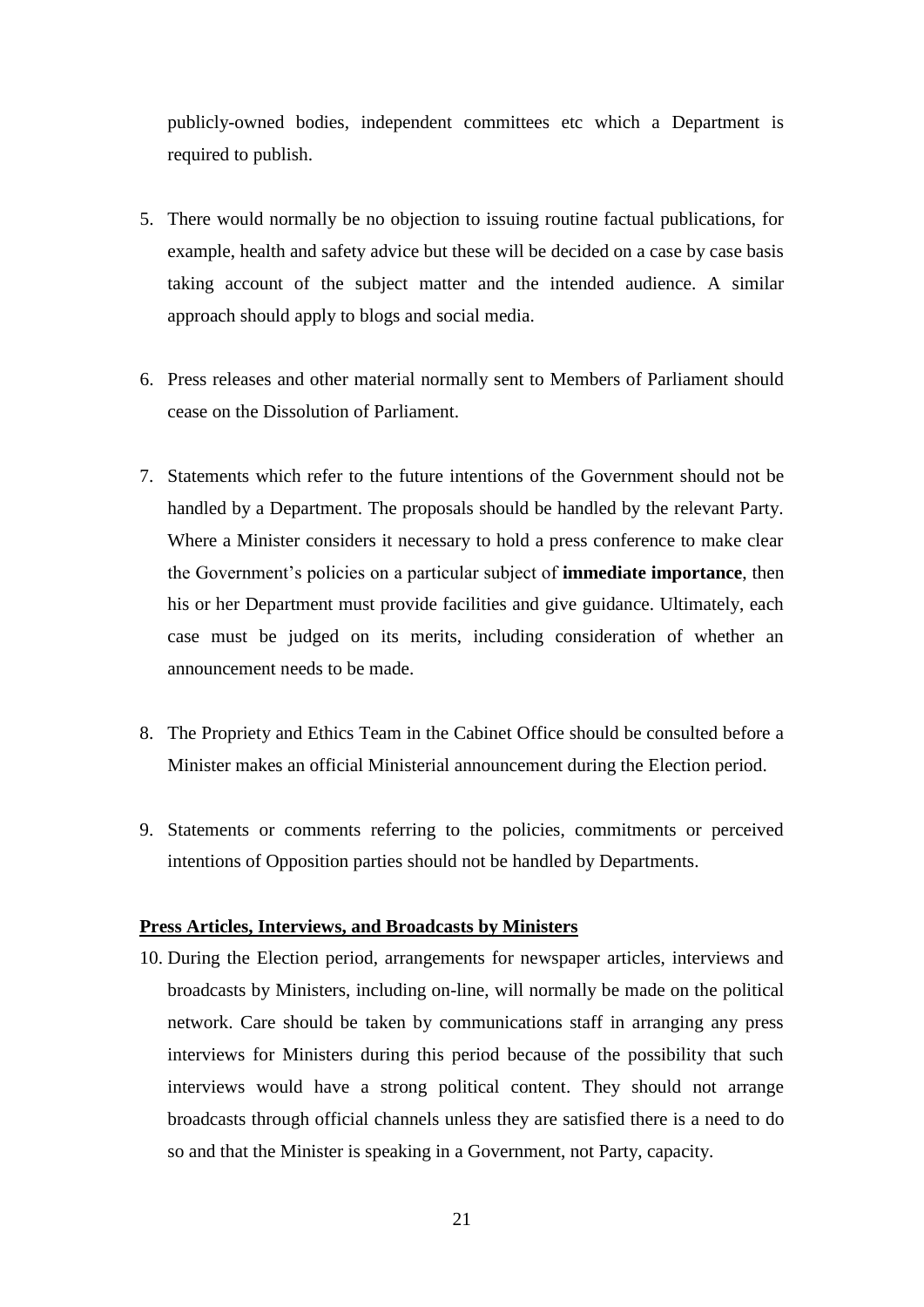publicly-owned bodies, independent committees etc which a Department is required to publish.

5. There would normally be no objection to issuing routine factual publications, for example, health and safety advice but these will be decided on a case by case basis taking account of the subject matter and the intended audience. A similar approach should apply to blogs and social media.

6. Press releases and other material normally sent to Members of Parliament should cease on the Dissolution of Parliament.

7. Statements which refer to the future intentions of the Government should not be handled by a Department. The proposals should be handled by the relevant Party. Where a Minister considers it necessary to hold a press conference to make clear the Government's policies on a particular subject of **immediate importance**, then his or her Department must provide facilities and give guidance. Ultimately, each case must be judged on its merits, including consideration of whether an announcement needs to be made.

8. The Propriety and Ethics Team in the Cabinet Office should be consulted before a Minister makes an official Ministerial announcement during the Election period.

9. Statements or comments referring to the policies, commitments or perceived intentions of Opposition parties should not be handled by Departments.

**Press Articles, Interviews, and Broadcasts by Ministers**

10. During the Election period, arrangements for newspaper articles, interviews and broadcasts by Ministers, including on-line, will normally be made on the political network. Care should be taken by communications staff in arranging any press interviews for Ministers during this period because of the possibility that such interviews would have a strong political content. They should not arrange broadcasts through official channels unless they are satisfied there is a need to do so and that the Minister is speaking in a Government, not Party, capacity.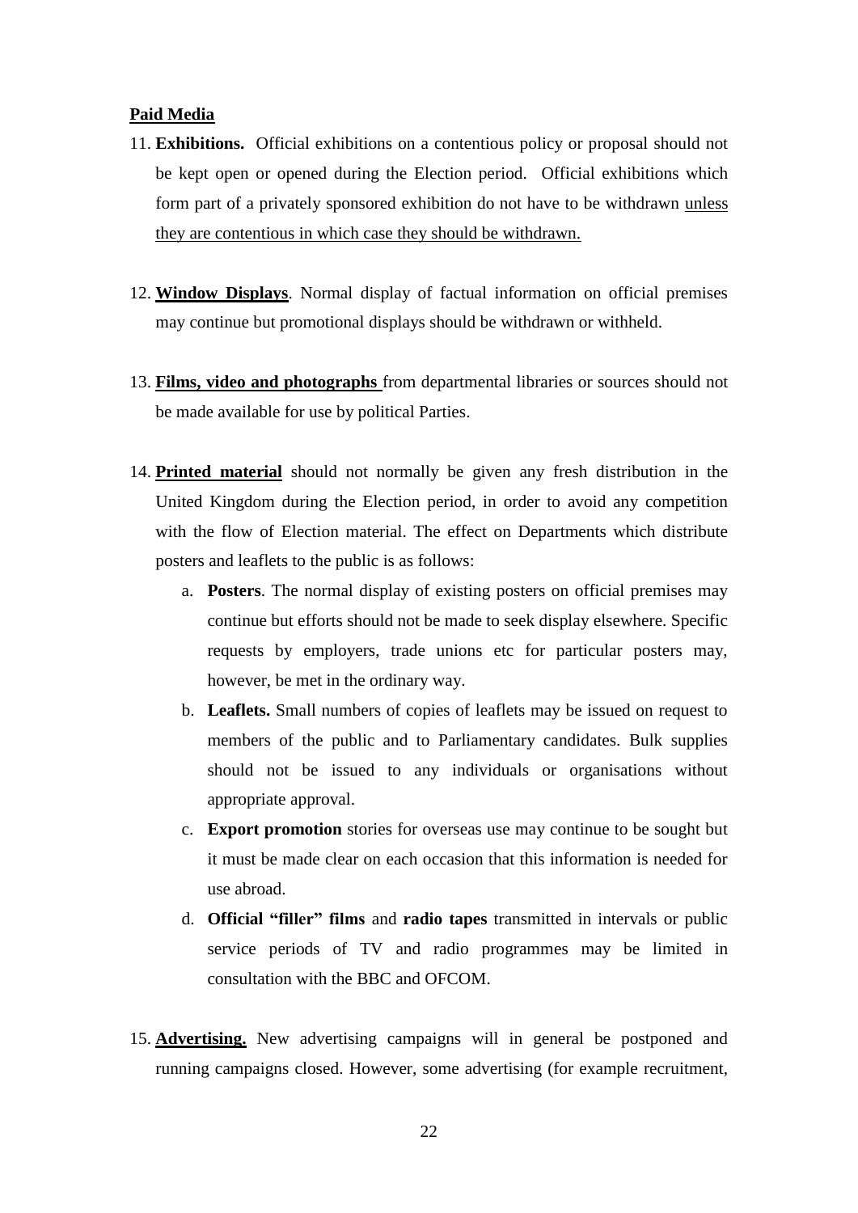**Paid Media**

11. **Exhibitions.** Official exhibitions on a contentious policy or proposal should not be kept open or opened during the Election period. Official exhibitions which form part of a privately sponsored exhibition do not have to be withdrawn unless they are contentious in which case they should be withdrawn.

12. **Window Displays**. Normal display of factual information on official premises may continue but promotional displays should be withdrawn or withheld.

13. **Films, video and photographs** from departmental libraries or sources should not be made available for use by political Parties.

14. **Printed material** should not normally be given any fresh distribution in the United Kingdom during the Election period, in order to avoid any competition with the flow of Election material. The effect on Departments which distribute posters and leaflets to the public is as follows:

    a. **Posters**. The normal display of existing posters on official premises may continue but efforts should not be made to seek display elsewhere. Specific requests by employers, trade unions etc for particular posters may, however, be met in the ordinary way.

    b. **Leaflets.** Small numbers of copies of leaflets may be issued on request to members of the public and to Parliamentary candidates. Bulk supplies should not be issued to any individuals or organisations without appropriate approval.

    c. **Export promotion** stories for overseas use may continue to be sought but it must be made clear on each occasion that this information is needed for use abroad.

    d. **Official "filler" films** and **radio tapes** transmitted in intervals or public service periods of TV and radio programmes may be limited in consultation with the BBC and OFCOM.

15. **Advertising.** New advertising campaigns will in general be postponed and running campaigns closed. However, some advertising (for example recruitment,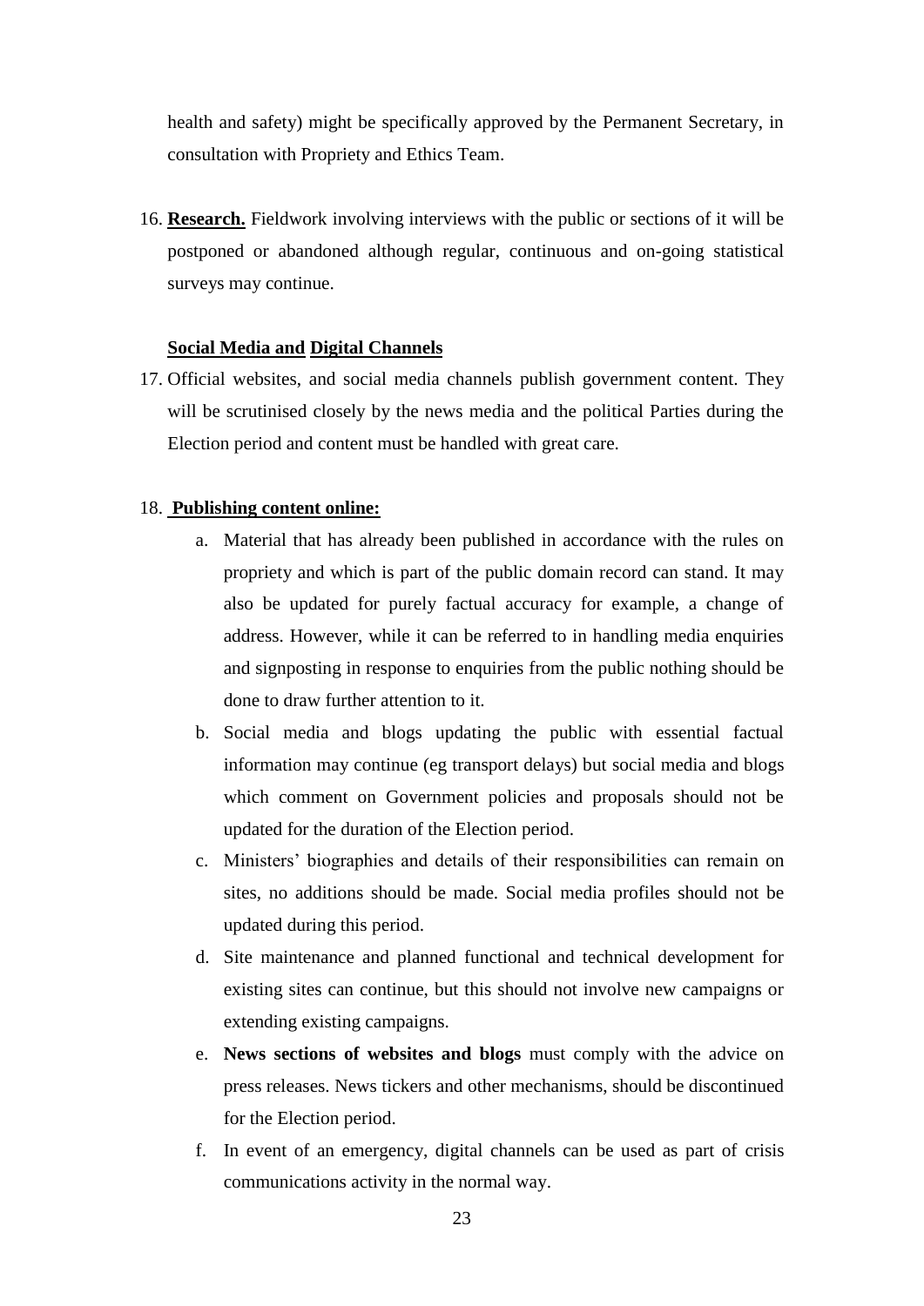health and safety) might be specifically approved by the Permanent Secretary, in consultation with Propriety and Ethics Team.

16. **Research.** Fieldwork involving interviews with the public or sections of it will be postponed or abandoned although regular, continuous and on-going statistical surveys may continue.

**Social Media and Digital Channels**

17. Official websites, and social media channels publish government content. They will be scrutinised closely by the news media and the political Parties during the Election period and content must be handled with great care.

18. **Publishing content online:**
    a. Material that has already been published in accordance with the rules on propriety and which is part of the public domain record can stand. It may also be updated for purely factual accuracy for example, a change of address. However, while it can be referred to in handling media enquiries and signposting in response to enquiries from the public nothing should be done to draw further attention to it.
    b. Social media and blogs updating the public with essential factual information may continue (eg transport delays) but social media and blogs which comment on Government policies and proposals should not be updated for the duration of the Election period.
    c. Ministers' biographies and details of their responsibilities can remain on sites, no additions should be made. Social media profiles should not be updated during this period.
    d. Site maintenance and planned functional and technical development for existing sites can continue, but this should not involve new campaigns or extending existing campaigns.
    e. **News sections of websites and blogs** must comply with the advice on press releases. News tickers and other mechanisms, should be discontinued for the Election period.
    f. In event of an emergency, digital channels can be used as part of crisis communications activity in the normal way.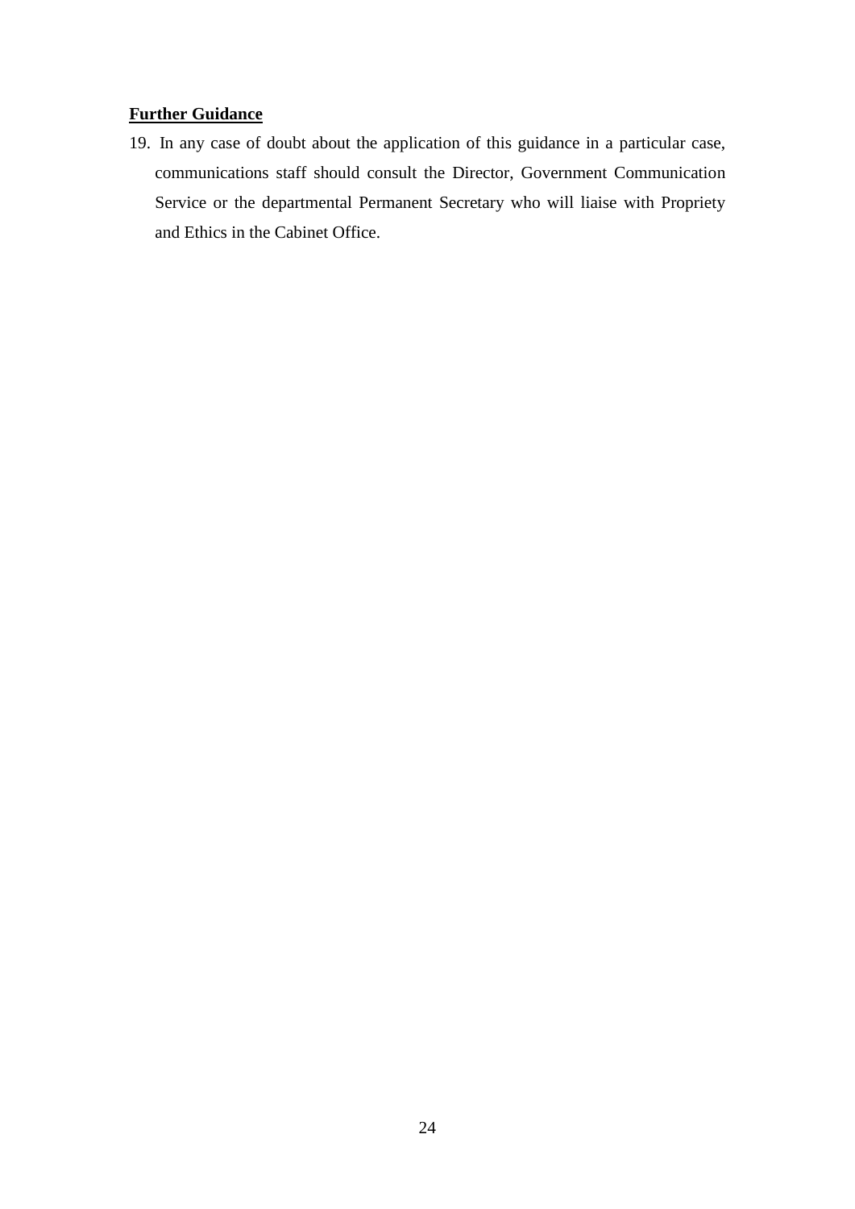**Further Guidance**

19. In any case of doubt about the application of this guidance in a particular case, communications staff should consult the Director, Government Communication Service or the departmental Permanent Secretary who will liaise with Propriety and Ethics in the Cabinet Office.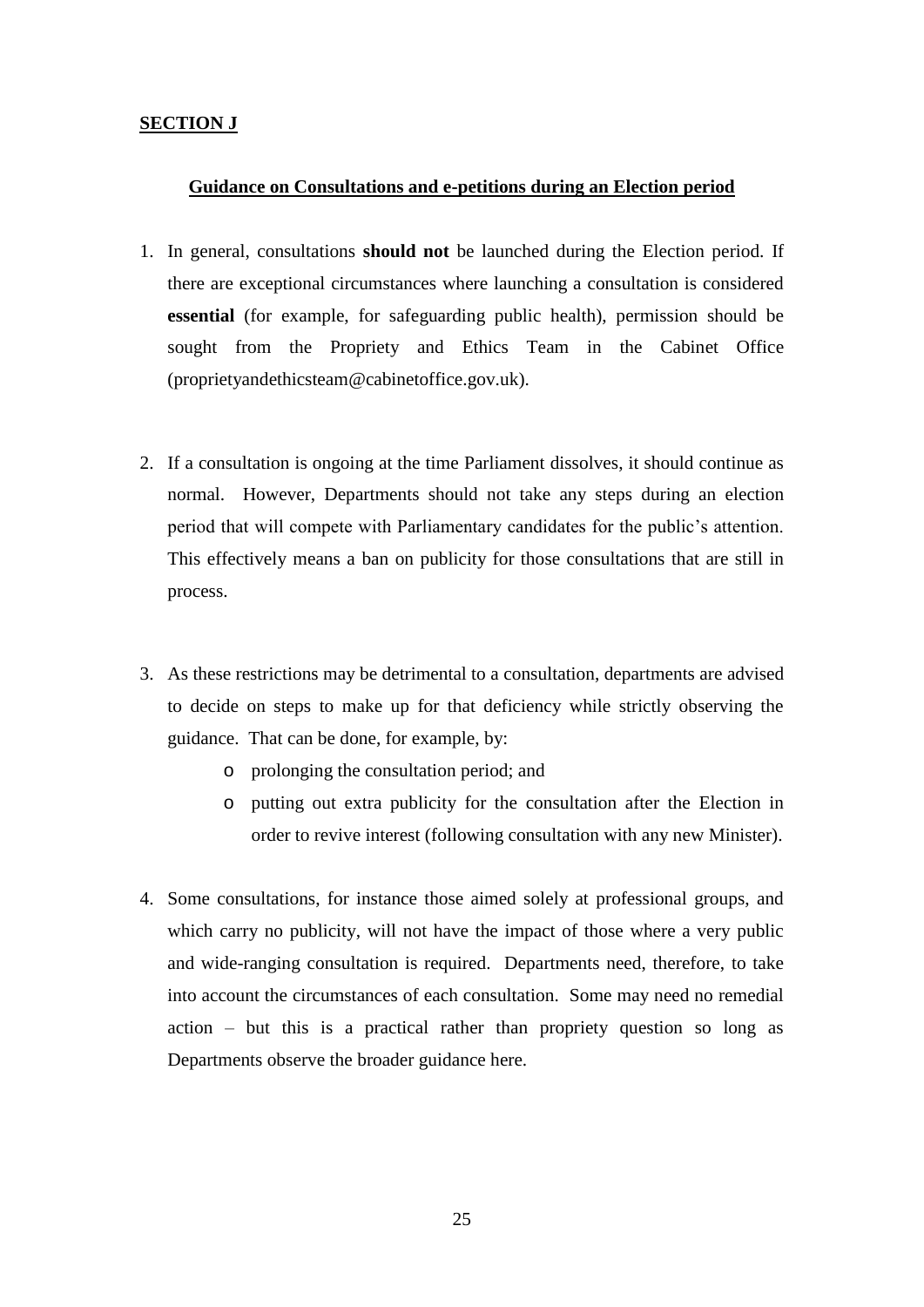## SECTION J

### Guidance on Consultations and e-petitions during an Election period

1. In general, consultations **should not** be launched during the Election period. If there are exceptional circumstances where launching a consultation is considered **essential** (for example, for safeguarding public health), permission should be sought from the Propriety and Ethics Team in the Cabinet Office (proprietyandethicsteam@cabinetoffice.gov.uk).

2. If a consultation is ongoing at the time Parliament dissolves, it should continue as normal. However, Departments should not take any steps during an election period that will compete with Parliamentary candidates for the public's attention. This effectively means a ban on publicity for those consultations that are still in process.

3. As these restrictions may be detrimental to a consultation, departments are advised to decide on steps to make up for that deficiency while strictly observing the guidance. That can be done, for example, by:
   - prolonging the consultation period; and
   - putting out extra publicity for the consultation after the Election in order to revive interest (following consultation with any new Minister).

4. Some consultations, for instance those aimed solely at professional groups, and which carry no publicity, will not have the impact of those where a very public and wide-ranging consultation is required. Departments need, therefore, to take into account the circumstances of each consultation. Some may need no remedial action – but this is a practical rather than propriety question so long as Departments observe the broader guidance here.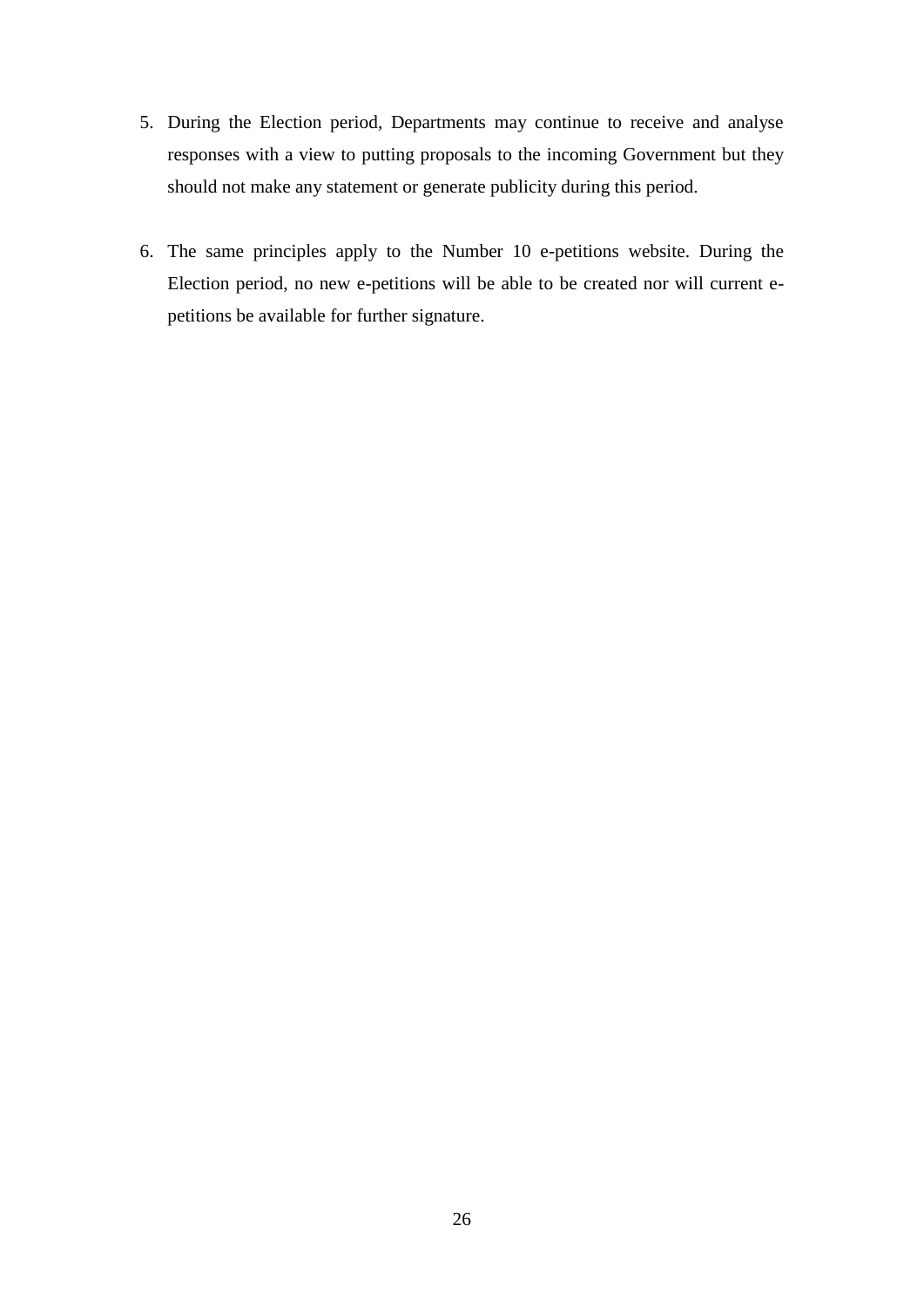5. During the Election period, Departments may continue to receive and analyse responses with a view to putting proposals to the incoming Government but they should not make any statement or generate publicity during this period.

6. The same principles apply to the Number 10 e-petitions website. During the Election period, no new e-petitions will be able to be created nor will current e-petitions be available for further signature.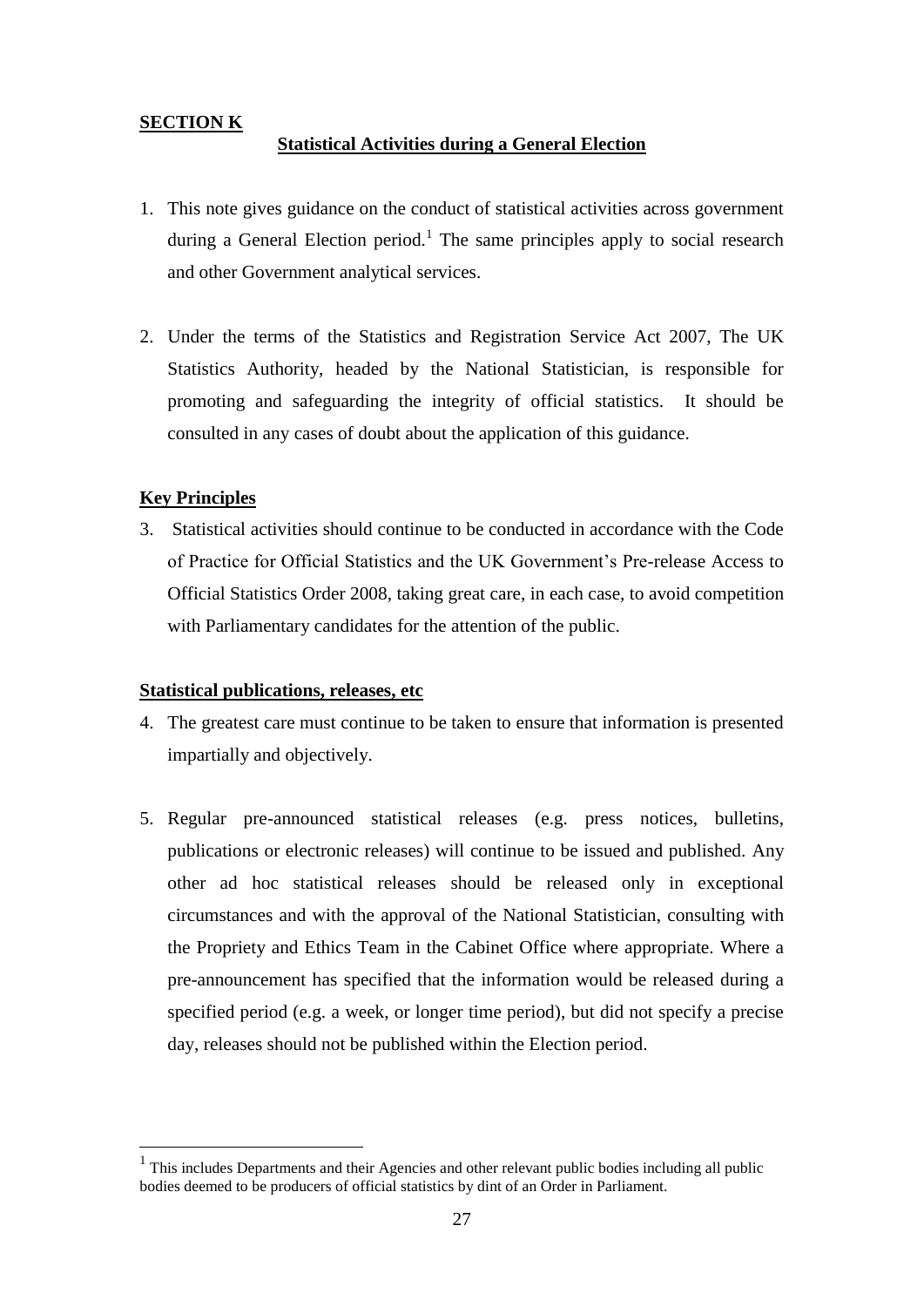**SECTION K**

## Statistical Activities during a General Election

1. This note gives guidance on the conduct of statistical activities across government during a General Election period.[1] The same principles apply to social research and other Government analytical services.

2. Under the terms of the Statistics and Registration Service Act 2007, The UK Statistics Authority, headed by the National Statistician, is responsible for promoting and safeguarding the integrity of official statistics. It should be consulted in any cases of doubt about the application of this guidance.

### Key Principles

3. Statistical activities should continue to be conducted in accordance with the Code of Practice for Official Statistics and the UK Government's Pre-release Access to Official Statistics Order 2008, taking great care, in each case, to avoid competition with Parliamentary candidates for the attention of the public.

### Statistical publications, releases, etc

4. The greatest care must continue to be taken to ensure that information is presented impartially and objectively.

5. Regular pre-announced statistical releases (e.g. press notices, bulletins, publications or electronic releases) will continue to be issued and published. Any other ad hoc statistical releases should be released only in exceptional circumstances and with the approval of the National Statistician, consulting with the Propriety and Ethics Team in the Cabinet Office where appropriate. Where a pre-announcement has specified that the information would be released during a specified period (e.g. a week, or longer time period), but did not specify a precise day, releases should not be published within the Election period.

---

[1] This includes Departments and their Agencies and other relevant public bodies including all public bodies deemed to be producers of official statistics by dint of an Order in Parliament.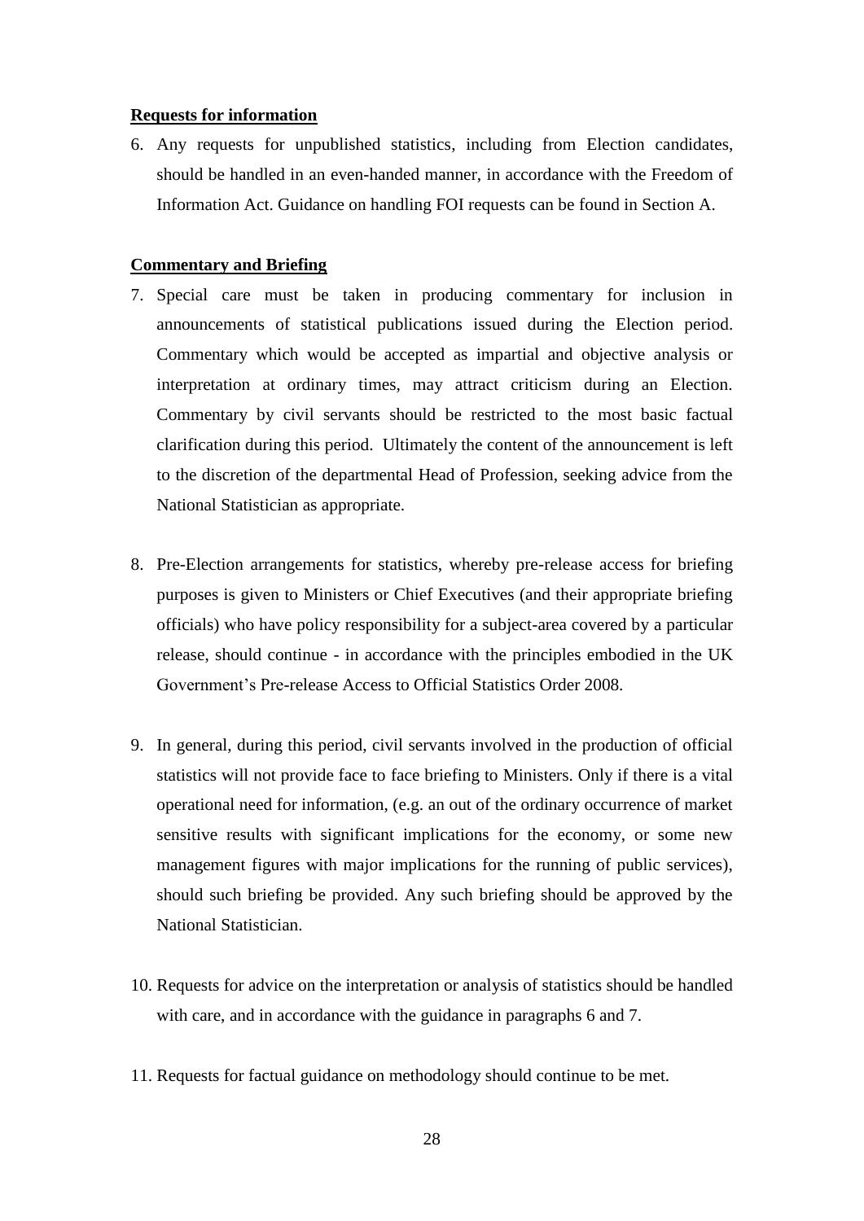**Requests for information**

6. Any requests for unpublished statistics, including from Election candidates, should be handled in an even-handed manner, in accordance with the Freedom of Information Act. Guidance on handling FOI requests can be found in Section A.

**Commentary and Briefing**

7. Special care must be taken in producing commentary for inclusion in announcements of statistical publications issued during the Election period. Commentary which would be accepted as impartial and objective analysis or interpretation at ordinary times, may attract criticism during an Election. Commentary by civil servants should be restricted to the most basic factual clarification during this period. Ultimately the content of the announcement is left to the discretion of the departmental Head of Profession, seeking advice from the National Statistician as appropriate.

8. Pre-Election arrangements for statistics, whereby pre-release access for briefing purposes is given to Ministers or Chief Executives (and their appropriate briefing officials) who have policy responsibility for a subject-area covered by a particular release, should continue - in accordance with the principles embodied in the UK Government's Pre-release Access to Official Statistics Order 2008.

9. In general, during this period, civil servants involved in the production of official statistics will not provide face to face briefing to Ministers. Only if there is a vital operational need for information, (e.g. an out of the ordinary occurrence of market sensitive results with significant implications for the economy, or some new management figures with major implications for the running of public services), should such briefing be provided. Any such briefing should be approved by the National Statistician.

10. Requests for advice on the interpretation or analysis of statistics should be handled with care, and in accordance with the guidance in paragraphs 6 and 7.

11. Requests for factual guidance on methodology should continue to be met.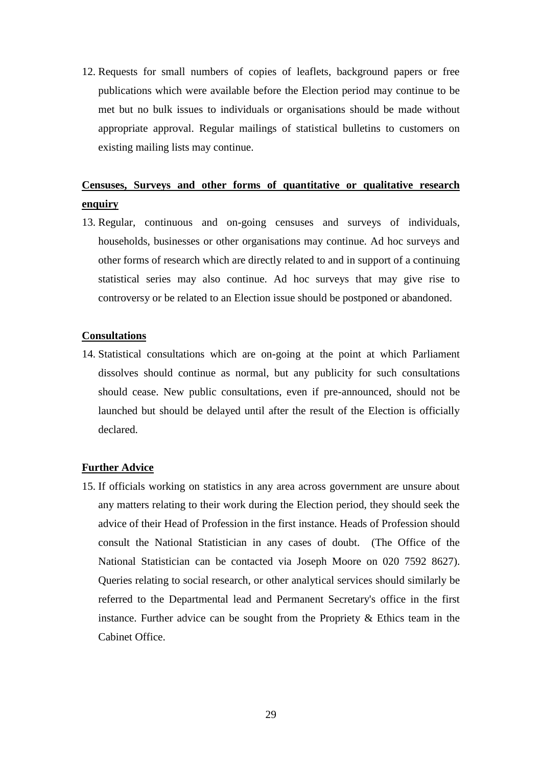12. Requests for small numbers of copies of leaflets, background papers or free publications which were available before the Election period may continue to be met but no bulk issues to individuals or organisations should be made without appropriate approval. Regular mailings of statistical bulletins to customers on existing mailing lists may continue.

**Censuses, Surveys and other forms of quantitative or qualitative research enquiry**

13. Regular, continuous and on-going censuses and surveys of individuals, households, businesses or other organisations may continue. Ad hoc surveys and other forms of research which are directly related to and in support of a continuing statistical series may also continue. Ad hoc surveys that may give rise to controversy or be related to an Election issue should be postponed or abandoned.

**Consultations**

14. Statistical consultations which are on-going at the point at which Parliament dissolves should continue as normal, but any publicity for such consultations should cease. New public consultations, even if pre-announced, should not be launched but should be delayed until after the result of the Election is officially declared.

**Further Advice**

15. If officials working on statistics in any area across government are unsure about any matters relating to their work during the Election period, they should seek the advice of their Head of Profession in the first instance. Heads of Profession should consult the National Statistician in any cases of doubt. (The Office of the National Statistician can be contacted via Joseph Moore on 020 7592 8627). Queries relating to social research, or other analytical services should similarly be referred to the Departmental lead and Permanent Secretary's office in the first instance. Further advice can be sought from the Propriety & Ethics team in the Cabinet Office.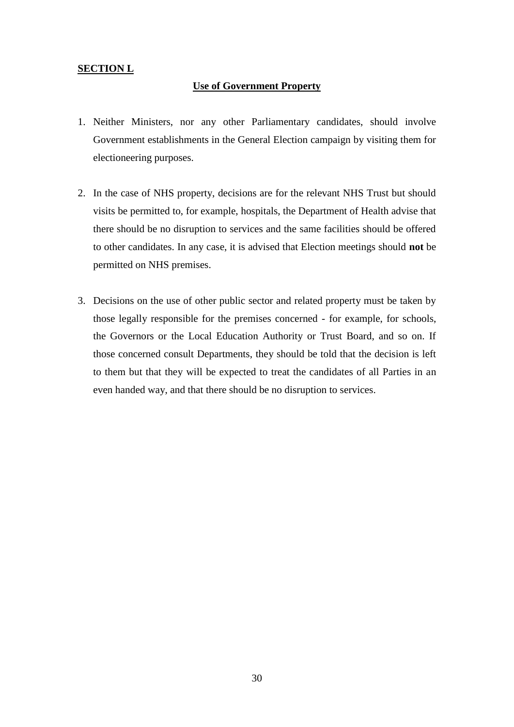**SECTION L**

**Use of Government Property**

1. Neither Ministers, nor any other Parliamentary candidates, should involve Government establishments in the General Election campaign by visiting them for electioneering purposes.

2. In the case of NHS property, decisions are for the relevant NHS Trust but should visits be permitted to, for example, hospitals, the Department of Health advise that there should be no disruption to services and the same facilities should be offered to other candidates. In any case, it is advised that Election meetings should **not** be permitted on NHS premises.

3. Decisions on the use of other public sector and related property must be taken by those legally responsible for the premises concerned - for example, for schools, the Governors or the Local Education Authority or Trust Board, and so on. If those concerned consult Departments, they should be told that the decision is left to them but that they will be expected to treat the candidates of all Parties in an even handed way, and that there should be no disruption to services.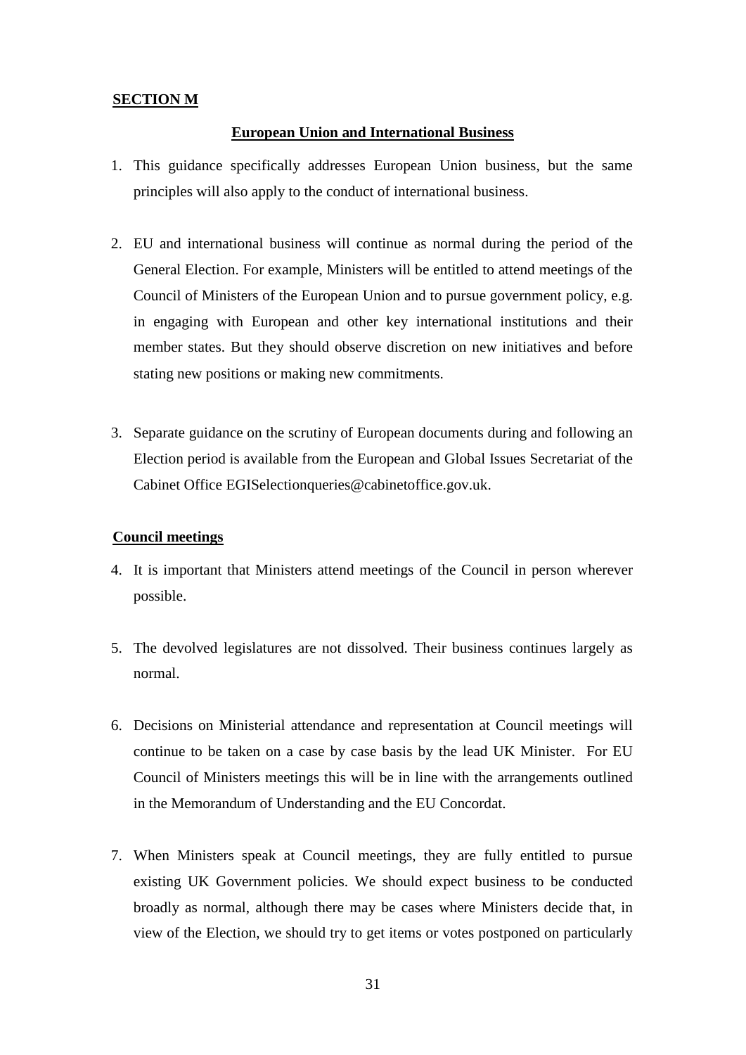**SECTION M**

**European Union and International Business**

1. This guidance specifically addresses European Union business, but the same principles will also apply to the conduct of international business.

2. EU and international business will continue as normal during the period of the General Election. For example, Ministers will be entitled to attend meetings of the Council of Ministers of the European Union and to pursue government policy, e.g. in engaging with European and other key international institutions and their member states. But they should observe discretion on new initiatives and before stating new positions or making new commitments.

3. Separate guidance on the scrutiny of European documents during and following an Election period is available from the European and Global Issues Secretariat of the Cabinet Office EGISelectionqueries@cabinetoffice.gov.uk.

**Council meetings**

4. It is important that Ministers attend meetings of the Council in person wherever possible.

5. The devolved legislatures are not dissolved. Their business continues largely as normal.

6. Decisions on Ministerial attendance and representation at Council meetings will continue to be taken on a case by case basis by the lead UK Minister. For EU Council of Ministers meetings this will be in line with the arrangements outlined in the Memorandum of Understanding and the EU Concordat.

7. When Ministers speak at Council meetings, they are fully entitled to pursue existing UK Government policies. We should expect business to be conducted broadly as normal, although there may be cases where Ministers decide that, in view of the Election, we should try to get items or votes postponed on particularly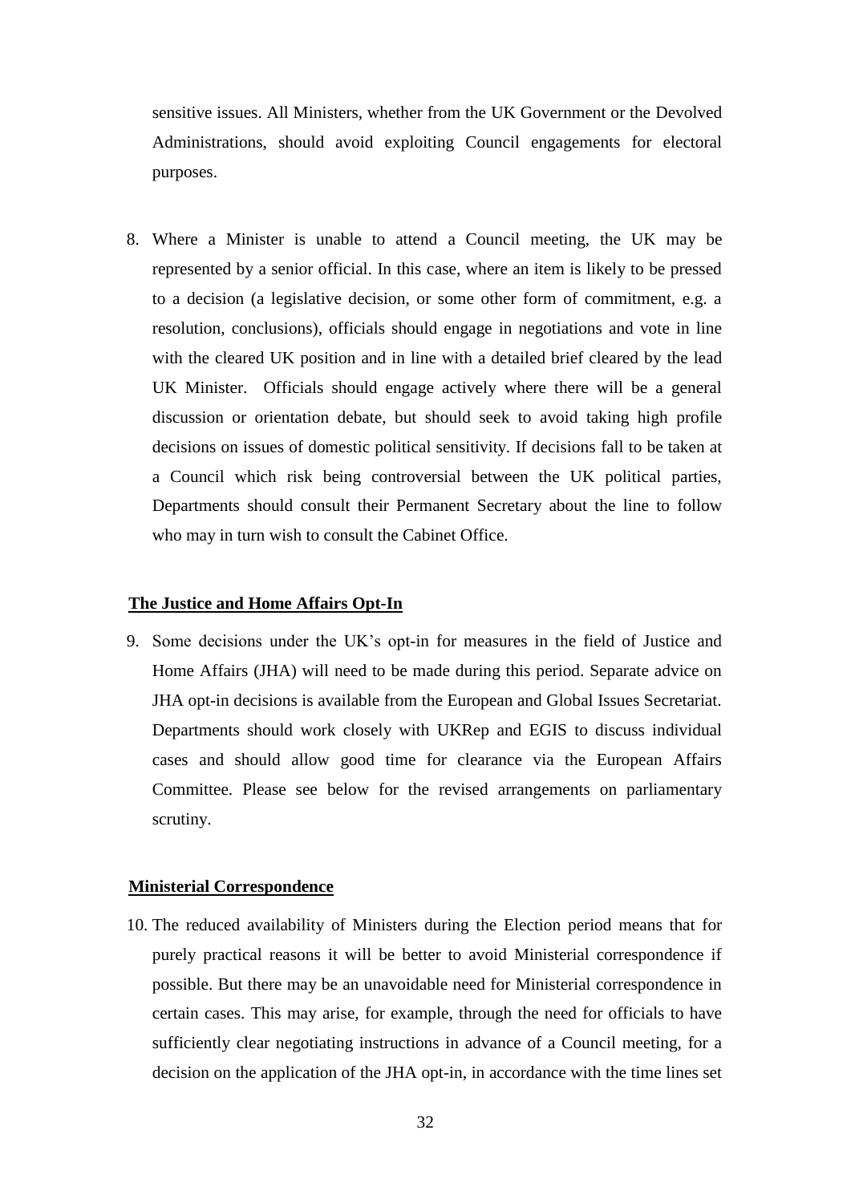sensitive issues. All Ministers, whether from the UK Government or the Devolved Administrations, should avoid exploiting Council engagements for electoral purposes.

8. Where a Minister is unable to attend a Council meeting, the UK may be represented by a senior official. In this case, where an item is likely to be pressed to a decision (a legislative decision, or some other form of commitment, e.g. a resolution, conclusions), officials should engage in negotiations and vote in line with the cleared UK position and in line with a detailed brief cleared by the lead UK Minister. Officials should engage actively where there will be a general discussion or orientation debate, but should seek to avoid taking high profile decisions on issues of domestic political sensitivity. If decisions fall to be taken at a Council which risk being controversial between the UK political parties, Departments should consult their Permanent Secretary about the line to follow who may in turn wish to consult the Cabinet Office.

**The Justice and Home Affairs Opt-In**

9. Some decisions under the UK's opt-in for measures in the field of Justice and Home Affairs (JHA) will need to be made during this period. Separate advice on JHA opt-in decisions is available from the European and Global Issues Secretariat. Departments should work closely with UKRep and EGIS to discuss individual cases and should allow good time for clearance via the European Affairs Committee. Please see below for the revised arrangements on parliamentary scrutiny.

**Ministerial Correspondence**

10. The reduced availability of Ministers during the Election period means that for purely practical reasons it will be better to avoid Ministerial correspondence if possible. But there may be an unavoidable need for Ministerial correspondence in certain cases. This may arise, for example, through the need for officials to have sufficiently clear negotiating instructions in advance of a Council meeting, for a decision on the application of the JHA opt-in, in accordance with the time lines set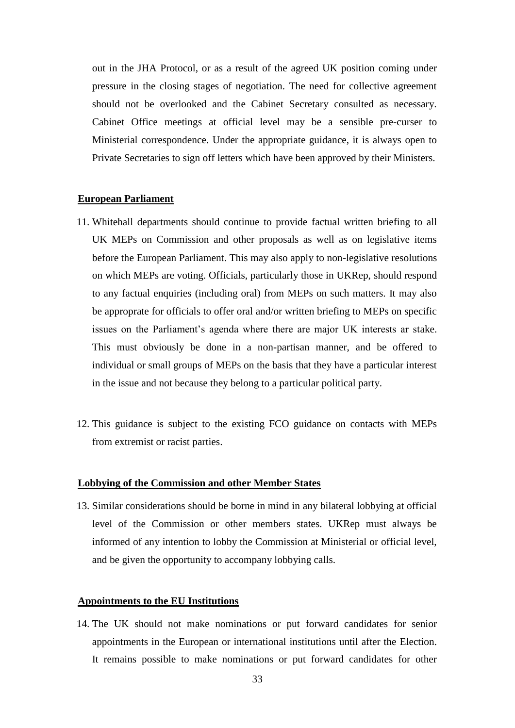out in the JHA Protocol, or as a result of the agreed UK position coming under pressure in the closing stages of negotiation. The need for collective agreement should not be overlooked and the Cabinet Secretary consulted as necessary. Cabinet Office meetings at official level may be a sensible pre-curser to Ministerial correspondence. Under the appropriate guidance, it is always open to Private Secretaries to sign off letters which have been approved by their Ministers.

**European Parliament**

11. Whitehall departments should continue to provide factual written briefing to all UK MEPs on Commission and other proposals as well as on legislative items before the European Parliament. This may also apply to non-legislative resolutions on which MEPs are voting. Officials, particularly those in UKRep, should respond to any factual enquiries (including oral) from MEPs on such matters. It may also be approprate for officials to offer oral and/or written briefing to MEPs on specific issues on the Parliament's agenda where there are major UK interests ar stake. This must obviously be done in a non-partisan manner, and be offered to individual or small groups of MEPs on the basis that they have a particular interest in the issue and not because they belong to a particular political party.

12. This guidance is subject to the existing FCO guidance on contacts with MEPs from extremist or racist parties.

**Lobbying of the Commission and other Member States**

13. Similar considerations should be borne in mind in any bilateral lobbying at official level of the Commission or other members states. UKRep must always be informed of any intention to lobby the Commission at Ministerial or official level, and be given the opportunity to accompany lobbying calls.

**Appointments to the EU Institutions**

14. The UK should not make nominations or put forward candidates for senior appointments in the European or international institutions until after the Election. It remains possible to make nominations or put forward candidates for other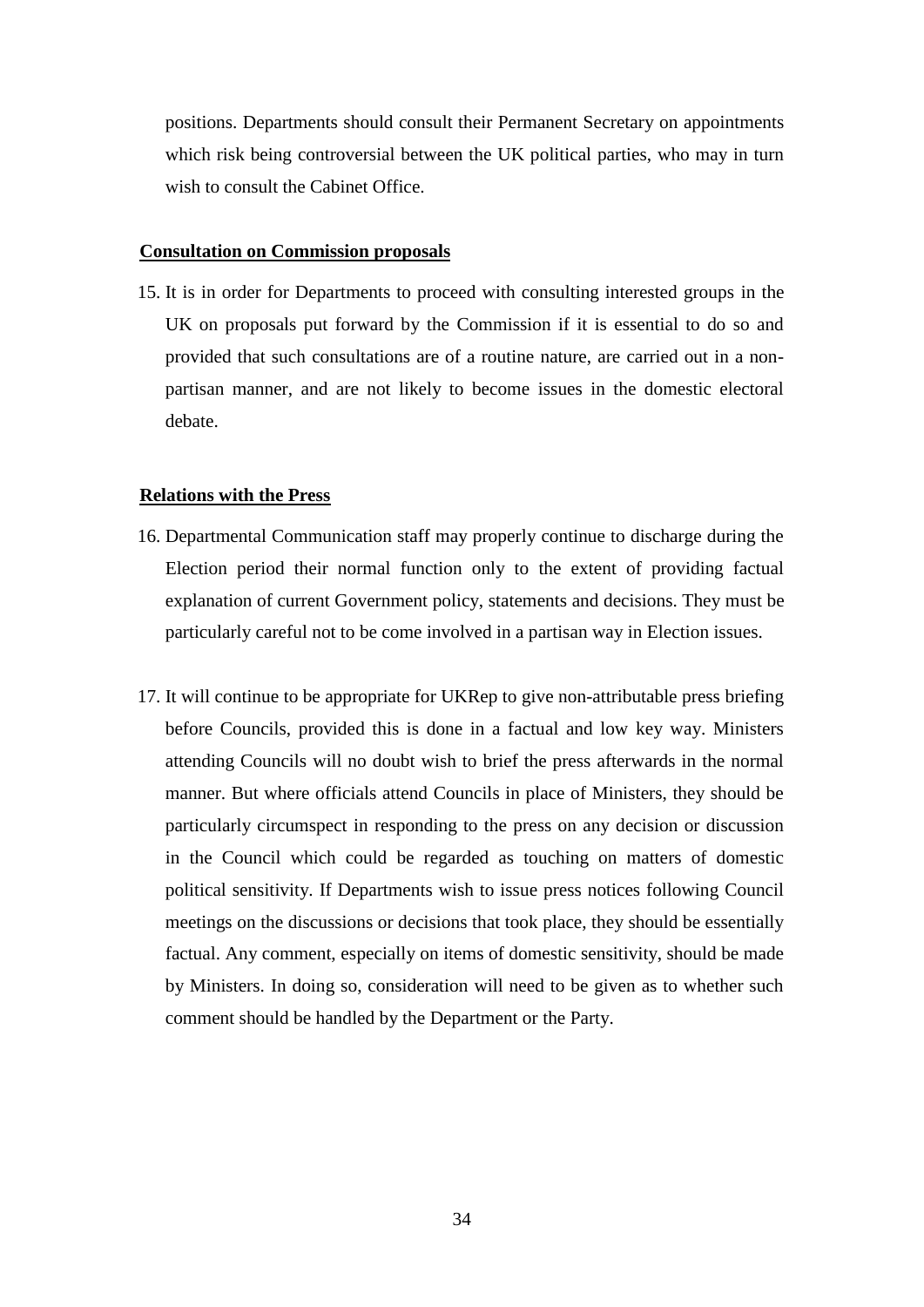positions. Departments should consult their Permanent Secretary on appointments which risk being controversial between the UK political parties, who may in turn wish to consult the Cabinet Office.

**Consultation on Commission proposals**

15. It is in order for Departments to proceed with consulting interested groups in the UK on proposals put forward by the Commission if it is essential to do so and provided that such consultations are of a routine nature, are carried out in a non-partisan manner, and are not likely to become issues in the domestic electoral debate.

**Relations with the Press**

16. Departmental Communication staff may properly continue to discharge during the Election period their normal function only to the extent of providing factual explanation of current Government policy, statements and decisions. They must be particularly careful not to be come involved in a partisan way in Election issues.

17. It will continue to be appropriate for UKRep to give non-attributable press briefing before Councils, provided this is done in a factual and low key way. Ministers attending Councils will no doubt wish to brief the press afterwards in the normal manner. But where officials attend Councils in place of Ministers, they should be particularly circumspect in responding to the press on any decision or discussion in the Council which could be regarded as touching on matters of domestic political sensitivity. If Departments wish to issue press notices following Council meetings on the discussions or decisions that took place, they should be essentially factual. Any comment, especially on items of domestic sensitivity, should be made by Ministers. In doing so, consideration will need to be given as to whether such comment should be handled by the Department or the Party.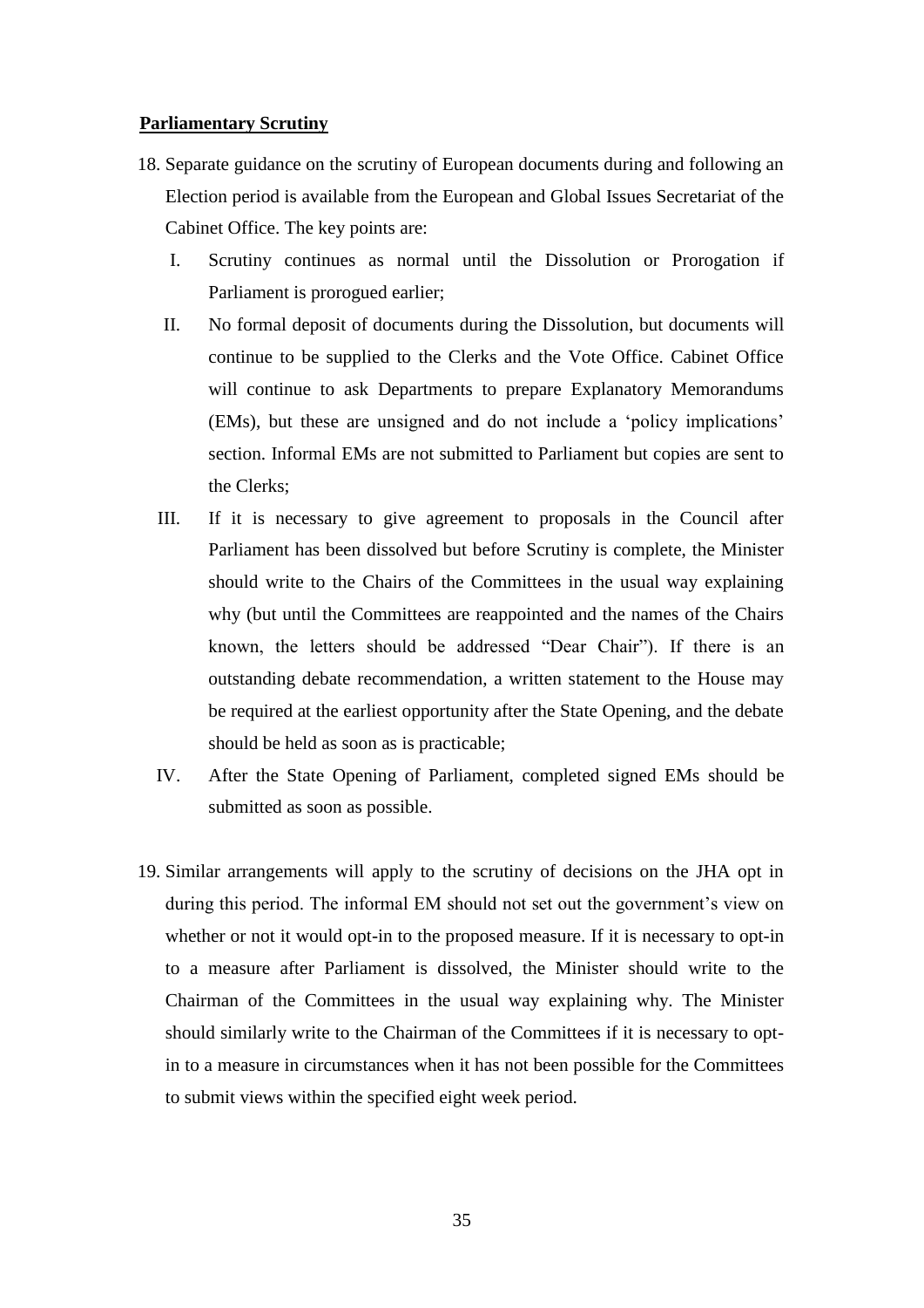**Parliamentary Scrutiny**

18. Separate guidance on the scrutiny of European documents during and following an Election period is available from the European and Global Issues Secretariat of the Cabinet Office. The key points are:

    I. Scrutiny continues as normal until the Dissolution or Prorogation if Parliament is prorogued earlier;

    II. No formal deposit of documents during the Dissolution, but documents will continue to be supplied to the Clerks and the Vote Office. Cabinet Office will continue to ask Departments to prepare Explanatory Memorandums (EMs), but these are unsigned and do not include a 'policy implications' section. Informal EMs are not submitted to Parliament but copies are sent to the Clerks;

    III. If it is necessary to give agreement to proposals in the Council after Parliament has been dissolved but before Scrutiny is complete, the Minister should write to the Chairs of the Committees in the usual way explaining why (but until the Committees are reappointed and the names of the Chairs known, the letters should be addressed "Dear Chair"). If there is an outstanding debate recommendation, a written statement to the House may be required at the earliest opportunity after the State Opening, and the debate should be held as soon as is practicable;

    IV. After the State Opening of Parliament, completed signed EMs should be submitted as soon as possible.

19. Similar arrangements will apply to the scrutiny of decisions on the JHA opt in during this period. The informal EM should not set out the government's view on whether or not it would opt-in to the proposed measure. If it is necessary to opt-in to a measure after Parliament is dissolved, the Minister should write to the Chairman of the Committees in the usual way explaining why. The Minister should similarly write to the Chairman of the Committees if it is necessary to opt-in to a measure in circumstances when it has not been possible for the Committees to submit views within the specified eight week period.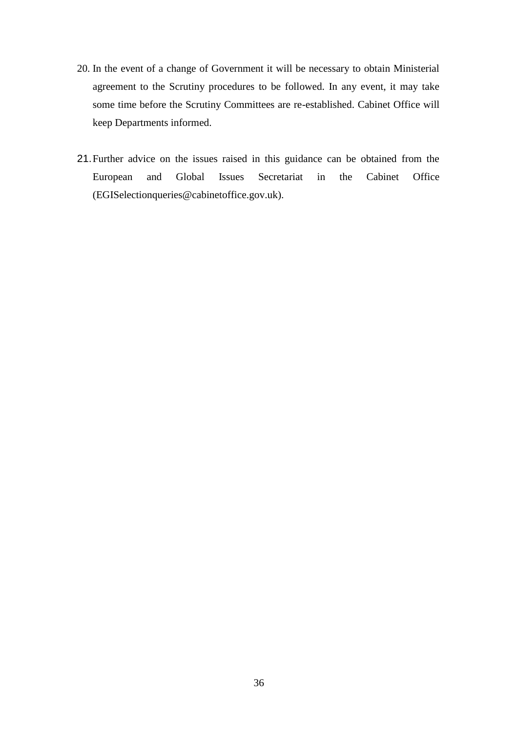20. In the event of a change of Government it will be necessary to obtain Ministerial agreement to the Scrutiny procedures to be followed. In any event, it may take some time before the Scrutiny Committees are re-established. Cabinet Office will keep Departments informed.

21. Further advice on the issues raised in this guidance can be obtained from the European and Global Issues Secretariat in the Cabinet Office (EGISelectionqueries@cabinetoffice.gov.uk).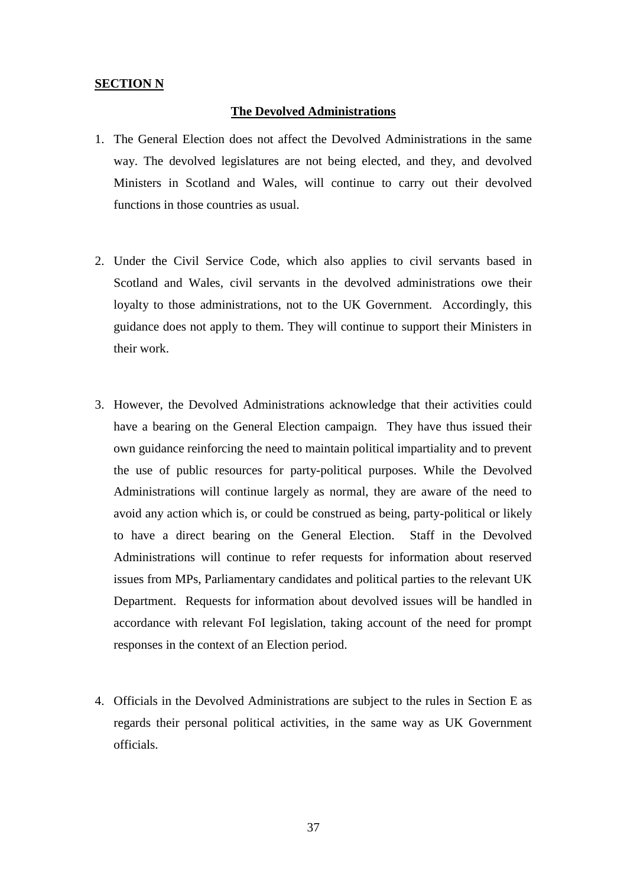**SECTION N**

## The Devolved Administrations

1. The General Election does not affect the Devolved Administrations in the same way. The devolved legislatures are not being elected, and they, and devolved Ministers in Scotland and Wales, will continue to carry out their devolved functions in those countries as usual.

2. Under the Civil Service Code, which also applies to civil servants based in Scotland and Wales, civil servants in the devolved administrations owe their loyalty to those administrations, not to the UK Government. Accordingly, this guidance does not apply to them. They will continue to support their Ministers in their work.

3. However, the Devolved Administrations acknowledge that their activities could have a bearing on the General Election campaign. They have thus issued their own guidance reinforcing the need to maintain political impartiality and to prevent the use of public resources for party-political purposes. While the Devolved Administrations will continue largely as normal, they are aware of the need to avoid any action which is, or could be construed as being, party-political or likely to have a direct bearing on the General Election. Staff in the Devolved Administrations will continue to refer requests for information about reserved issues from MPs, Parliamentary candidates and political parties to the relevant UK Department. Requests for information about devolved issues will be handled in accordance with relevant FoI legislation, taking account of the need for prompt responses in the context of an Election period.

4. Officials in the Devolved Administrations are subject to the rules in Section E as regards their personal political activities, in the same way as UK Government officials.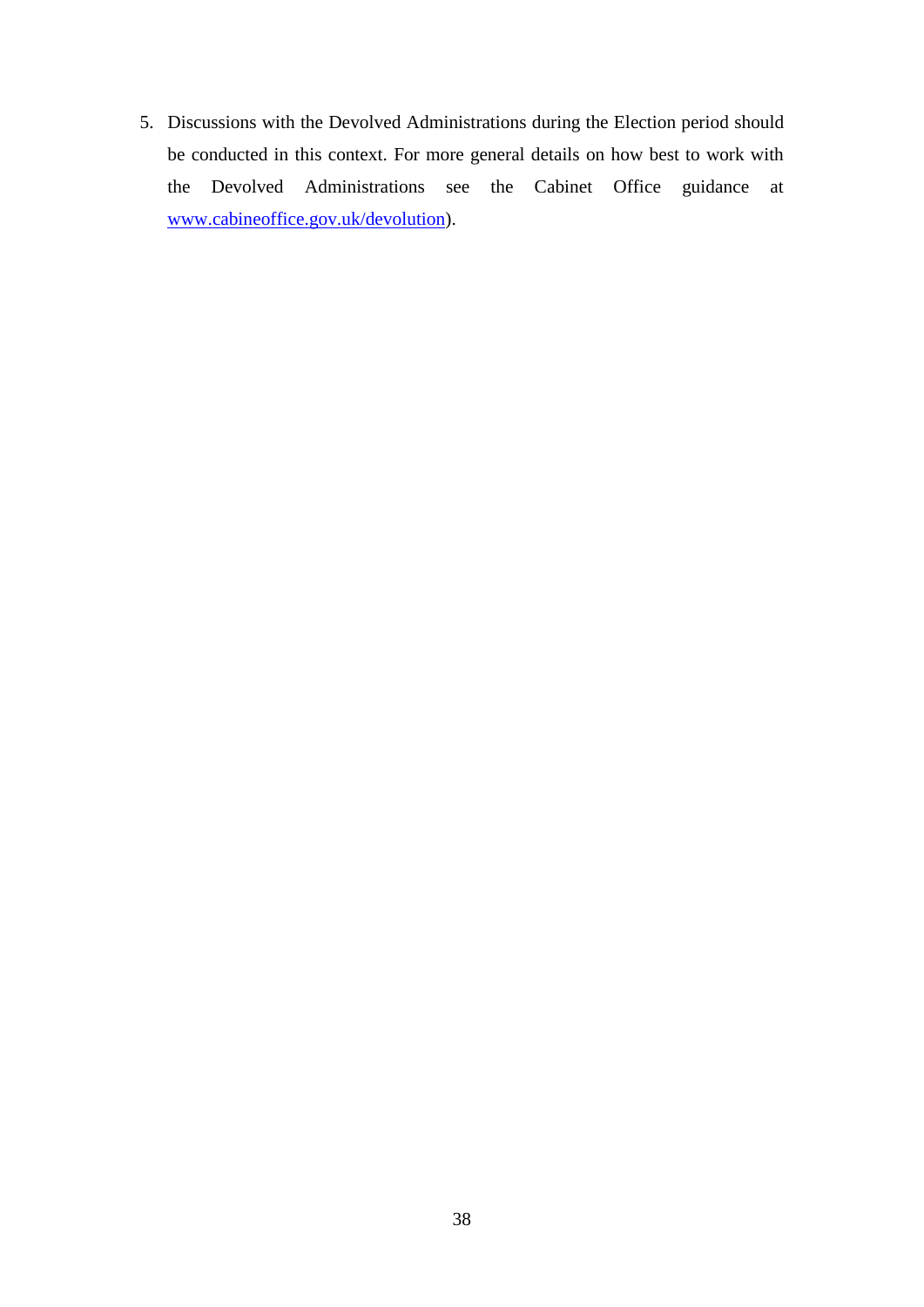5. Discussions with the Devolved Administrations during the Election period should be conducted in this context. For more general details on how best to work with the Devolved Administrations see the Cabinet Office guidance at www.cabineoffice.gov.uk/devolution).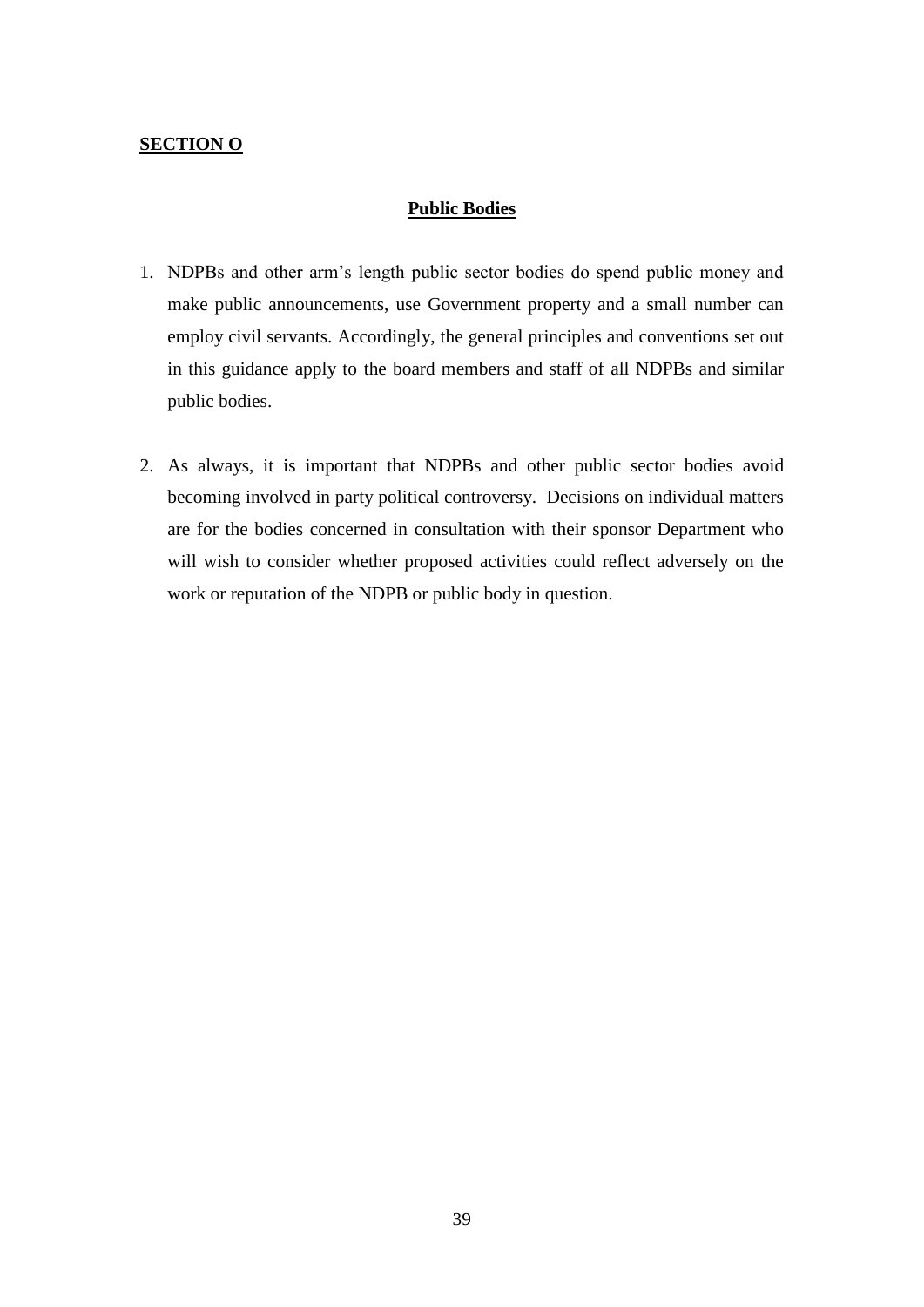**SECTION O**

## Public Bodies

1. NDPBs and other arm's length public sector bodies do spend public money and make public announcements, use Government property and a small number can employ civil servants. Accordingly, the general principles and conventions set out in this guidance apply to the board members and staff of all NDPBs and similar public bodies.

2. As always, it is important that NDPBs and other public sector bodies avoid becoming involved in party political controversy. Decisions on individual matters are for the bodies concerned in consultation with their sponsor Department who will wish to consider whether proposed activities could reflect adversely on the work or reputation of the NDPB or public body in question.